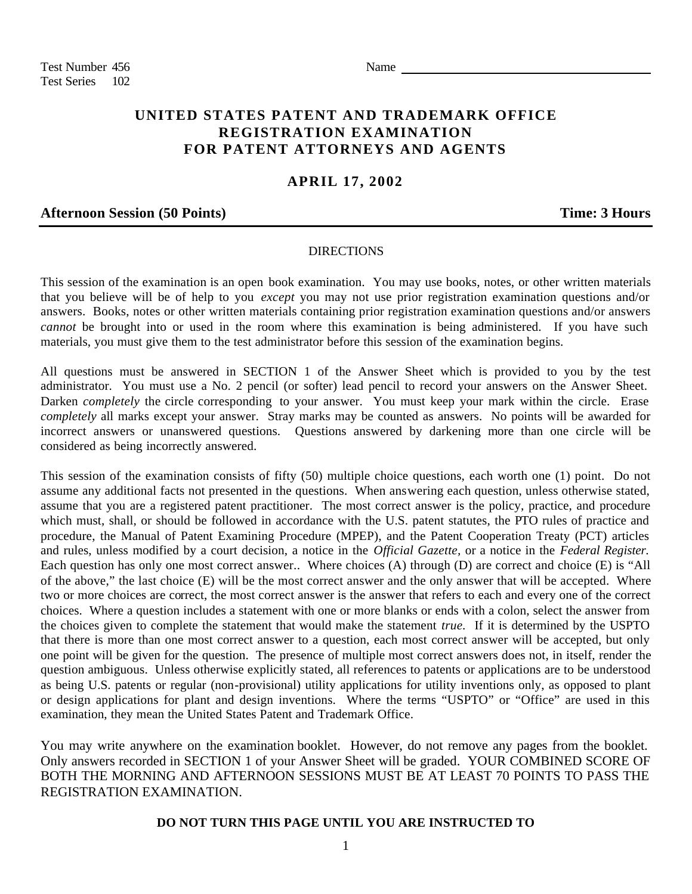Test Number 456
Test Series 102

Name ____________________________________

# UNITED STATES PATENT AND TRADEMARK OFFICE REGISTRATION EXAMINATION FOR PATENT ATTORNEYS AND AGENTS

## APRIL 17, 2002

**Afternoon Session (50 Points)** **Time: 3 Hours**

### DIRECTIONS

This session of the examination is an open book examination. You may use books, notes, or other written materials that you believe will be of help to you *except* you may not use prior registration examination questions and/or answers. Books, notes or other written materials containing prior registration examination questions and/or answers *cannot* be brought into or used in the room where this examination is being administered. If you have such materials, you must give them to the test administrator before this session of the examination begins.

All questions must be answered in SECTION 1 of the Answer Sheet which is provided to you by the test administrator. You must use a No. 2 pencil (or softer) lead pencil to record your answers on the Answer Sheet. Darken *completely* the circle corresponding to your answer. You must keep your mark within the circle. Erase *completely* all marks except your answer. Stray marks may be counted as answers. No points will be awarded for incorrect answers or unanswered questions. Questions answered by darkening more than one circle will be considered as being incorrectly answered.

This session of the examination consists of fifty (50) multiple choice questions, each worth one (1) point. Do not assume any additional facts not presented in the questions. When answering each question, unless otherwise stated, assume that you are a registered patent practitioner. The most correct answer is the policy, practice, and procedure which must, shall, or should be followed in accordance with the U.S. patent statutes, the PTO rules of practice and procedure, the Manual of Patent Examining Procedure (MPEP), and the Patent Cooperation Treaty (PCT) articles and rules, unless modified by a court decision, a notice in the *Official Gazette*, or a notice in the *Federal Register.* Each question has only one most correct answer.. Where choices (A) through (D) are correct and choice (E) is "All of the above," the last choice (E) will be the most correct answer and the only answer that will be accepted. Where two or more choices are correct, the most correct answer is the answer that refers to each and every one of the correct choices. Where a question includes a statement with one or more blanks or ends with a colon, select the answer from the choices given to complete the statement that would make the statement *true.* If it is determined by the USPTO that there is more than one most correct answer to a question, each most correct answer will be accepted, but only one point will be given for the question. The presence of multiple most correct answers does not, in itself, render the question ambiguous. Unless otherwise explicitly stated, all references to patents or applications are to be understood as being U.S. patents or regular (non-provisional) utility applications for utility inventions only, as opposed to plant or design applications for plant and design inventions. Where the terms "USPTO" or "Office" are used in this examination, they mean the United States Patent and Trademark Office.

You may write anywhere on the examination booklet. However, do not remove any pages from the booklet. Only answers recorded in SECTION 1 of your Answer Sheet will be graded. YOUR COMBINED SCORE OF BOTH THE MORNING AND AFTERNOON SESSIONS MUST BE AT LEAST 70 POINTS TO PASS THE REGISTRATION EXAMINATION.

**DO NOT TURN THIS PAGE UNTIL YOU ARE INSTRUCTED TO**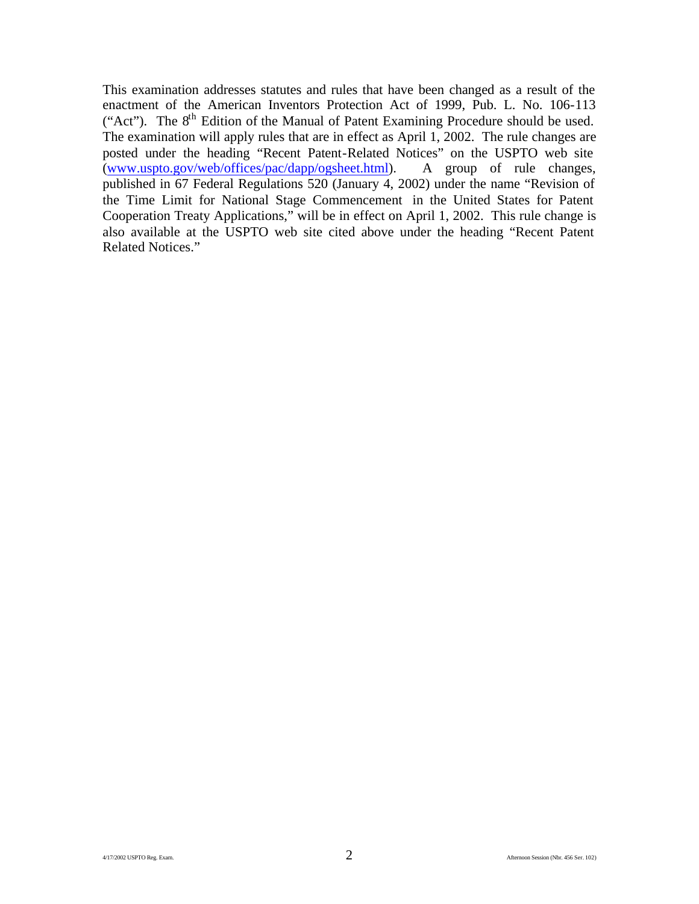This examination addresses statutes and rules that have been changed as a result of the enactment of the American Inventors Protection Act of 1999, Pub. L. No. 106-113 ("Act"). The 8th Edition of the Manual of Patent Examining Procedure should be used. The examination will apply rules that are in effect as April 1, 2002. The rule changes are posted under the heading "Recent Patent-Related Notices" on the USPTO web site (www.uspto.gov/web/offices/pac/dapp/ogsheet.html). A group of rule changes, published in 67 Federal Regulations 520 (January 4, 2002) under the name "Revision of the Time Limit for National Stage Commencement in the United States for Patent Cooperation Treaty Applications," will be in effect on April 1, 2002. This rule change is also available at the USPTO web site cited above under the heading "Recent Patent Related Notices."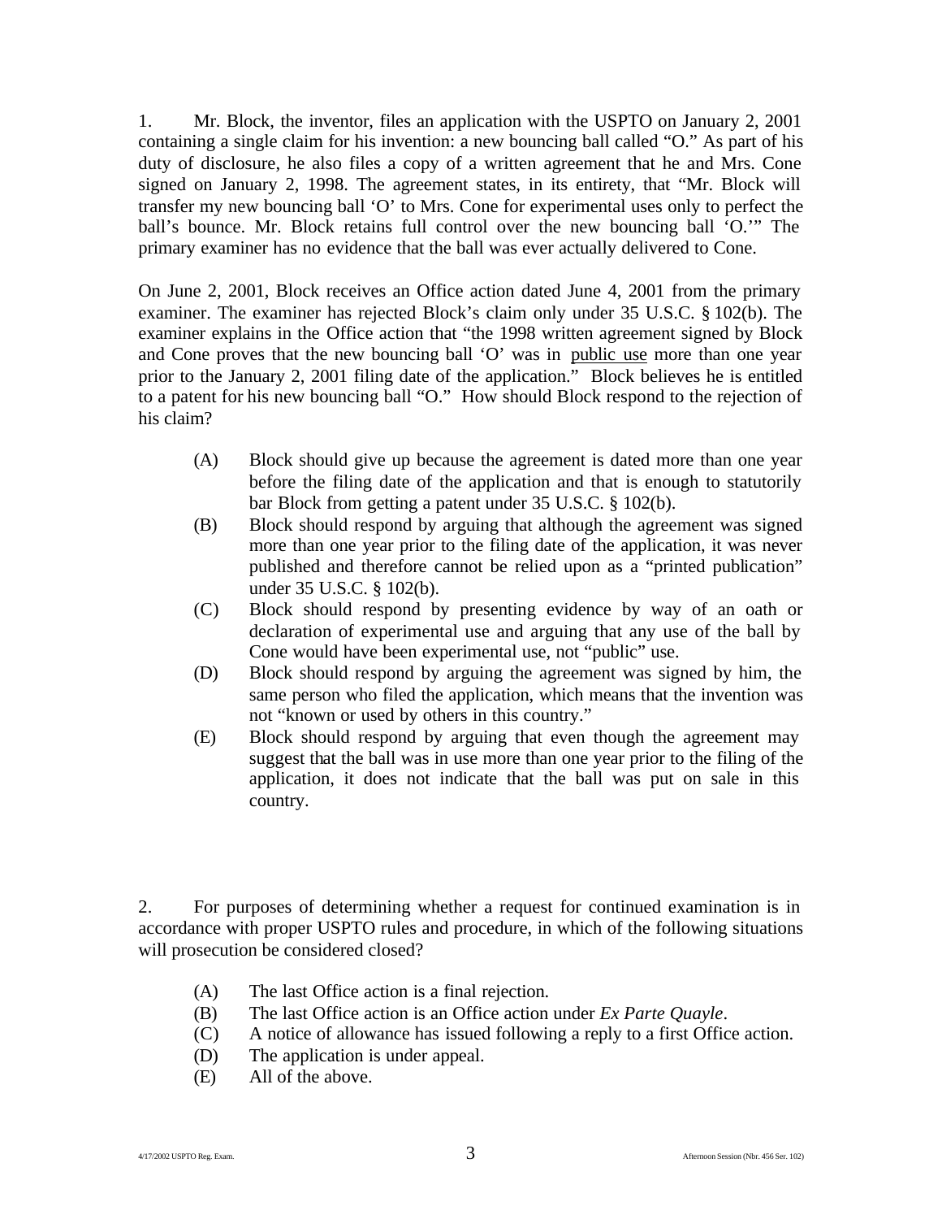1. Mr. Block, the inventor, files an application with the USPTO on January 2, 2001 containing a single claim for his invention: a new bouncing ball called "O." As part of his duty of disclosure, he also files a copy of a written agreement that he and Mrs. Cone signed on January 2, 1998. The agreement states, in its entirety, that "Mr. Block will transfer my new bouncing ball 'O' to Mrs. Cone for experimental uses only to perfect the ball's bounce. Mr. Block retains full control over the new bouncing ball 'O.'" The primary examiner has no evidence that the ball was ever actually delivered to Cone.

On June 2, 2001, Block receives an Office action dated June 4, 2001 from the primary examiner. The examiner has rejected Block's claim only under 35 U.S.C. § 102(b). The examiner explains in the Office action that "the 1998 written agreement signed by Block and Cone proves that the new bouncing ball 'O' was in <u>public use</u> more than one year prior to the January 2, 2001 filing date of the application." Block believes he is entitled to a patent for his new bouncing ball "O." How should Block respond to the rejection of his claim?

(A) Block should give up because the agreement is dated more than one year before the filing date of the application and that is enough to statutorily bar Block from getting a patent under 35 U.S.C. § 102(b).

(B) Block should respond by arguing that although the agreement was signed more than one year prior to the filing date of the application, it was never published and therefore cannot be relied upon as a "printed publication" under 35 U.S.C. § 102(b).

(C) Block should respond by presenting evidence by way of an oath or declaration of experimental use and arguing that any use of the ball by Cone would have been experimental use, not "public" use.

(D) Block should respond by arguing the agreement was signed by him, the same person who filed the application, which means that the invention was not "known or used by others in this country."

(E) Block should respond by arguing that even though the agreement may suggest that the ball was in use more than one year prior to the filing of the application, it does not indicate that the ball was put on sale in this country.

2. For purposes of determining whether a request for continued examination is in accordance with proper USPTO rules and procedure, in which of the following situations will prosecution be considered closed?

(A) The last Office action is a final rejection.

(B) The last Office action is an Office action under *Ex Parte Quayle*.

(C) A notice of allowance has issued following a reply to a first Office action.

(D) The application is under appeal.

(E) All of the above.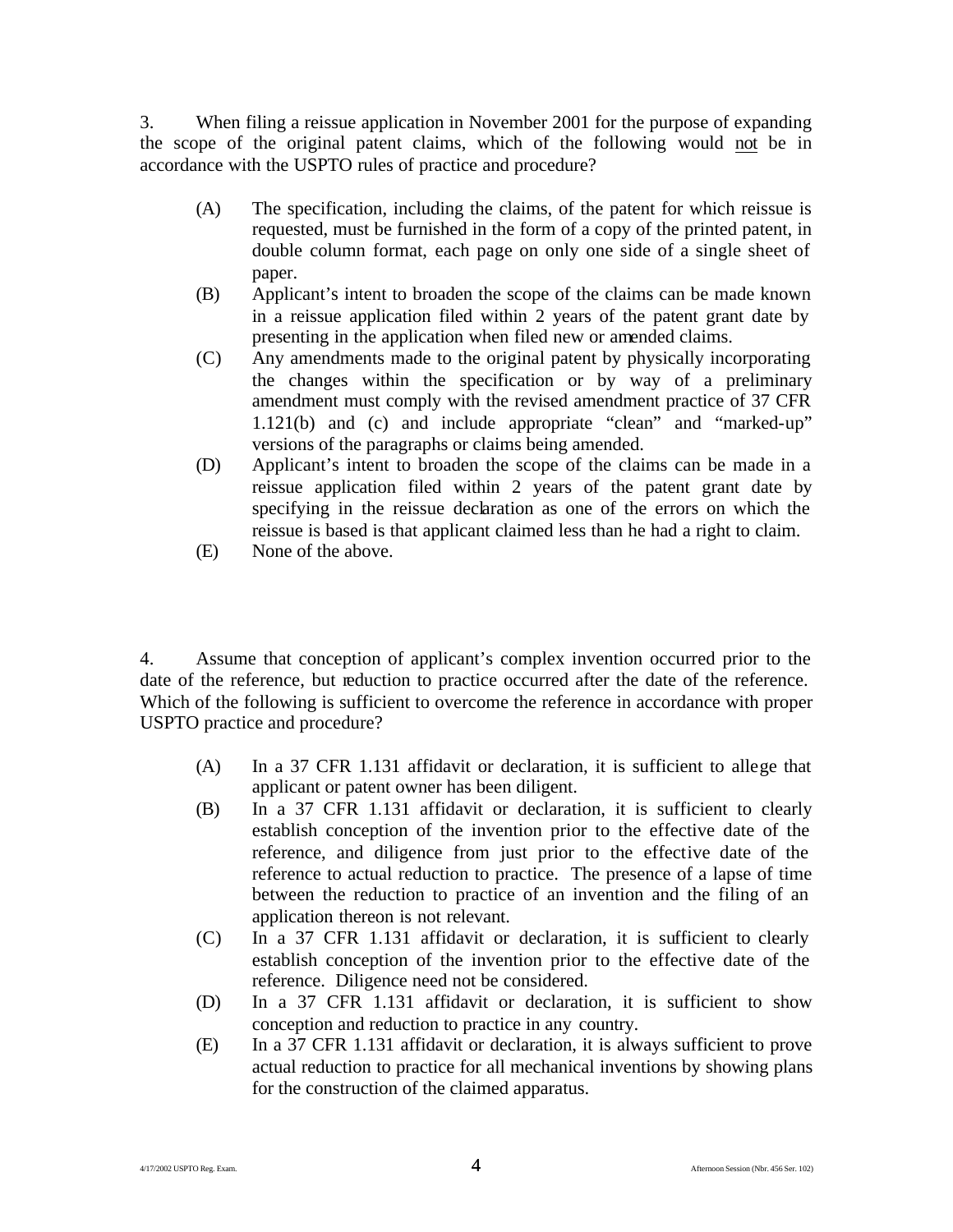3. When filing a reissue application in November 2001 for the purpose of expanding the scope of the original patent claims, which of the following would not be in accordance with the USPTO rules of practice and procedure?

(A) The specification, including the claims, of the patent for which reissue is requested, must be furnished in the form of a copy of the printed patent, in double column format, each page on only one side of a single sheet of paper.
(B) Applicant's intent to broaden the scope of the claims can be made known in a reissue application filed within 2 years of the patent grant date by presenting in the application when filed new or amended claims.
(C) Any amendments made to the original patent by physically incorporating the changes within the specification or by way of a preliminary amendment must comply with the revised amendment practice of 37 CFR 1.121(b) and (c) and include appropriate "clean" and "marked-up" versions of the paragraphs or claims being amended.
(D) Applicant's intent to broaden the scope of the claims can be made in a reissue application filed within 2 years of the patent grant date by specifying in the reissue declaration as one of the errors on which the reissue is based is that applicant claimed less than he had a right to claim.
(E) None of the above.

4. Assume that conception of applicant's complex invention occurred prior to the date of the reference, but reduction to practice occurred after the date of the reference. Which of the following is sufficient to overcome the reference in accordance with proper USPTO practice and procedure?

(A) In a 37 CFR 1.131 affidavit or declaration, it is sufficient to allege that applicant or patent owner has been diligent.
(B) In a 37 CFR 1.131 affidavit or declaration, it is sufficient to clearly establish conception of the invention prior to the effective date of the reference, and diligence from just prior to the effective date of the reference to actual reduction to practice. The presence of a lapse of time between the reduction to practice of an invention and the filing of an application thereon is not relevant.
(C) In a 37 CFR 1.131 affidavit or declaration, it is sufficient to clearly establish conception of the invention prior to the effective date of the reference. Diligence need not be considered.
(D) In a 37 CFR 1.131 affidavit or declaration, it is sufficient to show conception and reduction to practice in any country.
(E) In a 37 CFR 1.131 affidavit or declaration, it is always sufficient to prove actual reduction to practice for all mechanical inventions by showing plans for the construction of the claimed apparatus.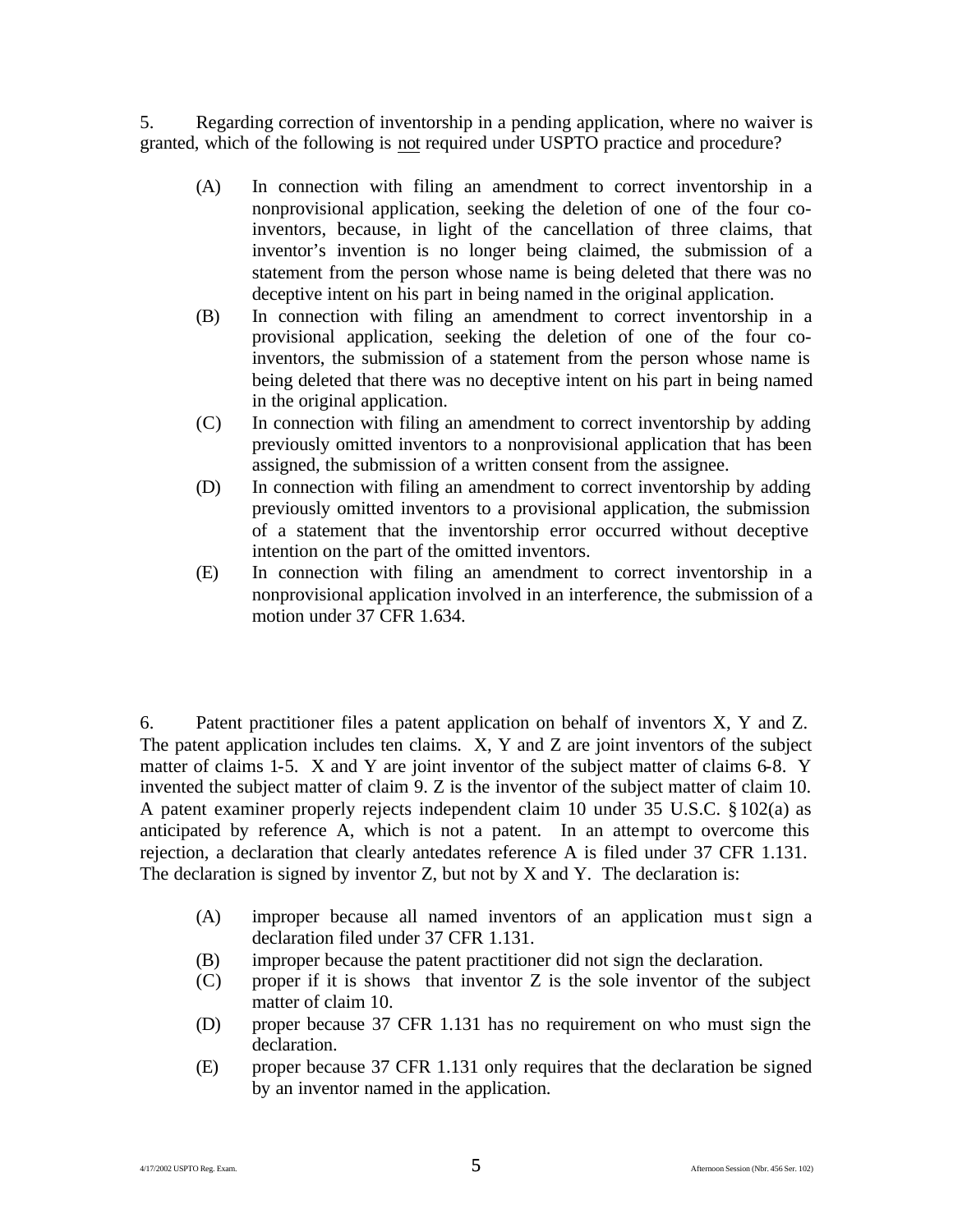5. Regarding correction of inventorship in a pending application, where no waiver is granted, which of the following is not required under USPTO practice and procedure?

(A) In connection with filing an amendment to correct inventorship in a nonprovisional application, seeking the deletion of one of the four co-inventors, because, in light of the cancellation of three claims, that inventor's invention is no longer being claimed, the submission of a statement from the person whose name is being deleted that there was no deceptive intent on his part in being named in the original application.

(B) In connection with filing an amendment to correct inventorship in a provisional application, seeking the deletion of one of the four co-inventors, the submission of a statement from the person whose name is being deleted that there was no deceptive intent on his part in being named in the original application.

(C) In connection with filing an amendment to correct inventorship by adding previously omitted inventors to a nonprovisional application that has been assigned, the submission of a written consent from the assignee.

(D) In connection with filing an amendment to correct inventorship by adding previously omitted inventors to a provisional application, the submission of a statement that the inventorship error occurred without deceptive intention on the part of the omitted inventors.

(E) In connection with filing an amendment to correct inventorship in a nonprovisional application involved in an interference, the submission of a motion under 37 CFR 1.634.

6. Patent practitioner files a patent application on behalf of inventors X, Y and Z. The patent application includes ten claims. X, Y and Z are joint inventors of the subject matter of claims 1-5. X and Y are joint inventor of the subject matter of claims 6-8. Y invented the subject matter of claim 9. Z is the inventor of the subject matter of claim 10. A patent examiner properly rejects independent claim 10 under 35 U.S.C. § 102(a) as anticipated by reference A, which is not a patent. In an attempt to overcome this rejection, a declaration that clearly antedates reference A is filed under 37 CFR 1.131. The declaration is signed by inventor Z, but not by X and Y. The declaration is:

(A) improper because all named inventors of an application must sign a declaration filed under 37 CFR 1.131.

(B) improper because the patent practitioner did not sign the declaration.

(C) proper if it is shows that inventor Z is the sole inventor of the subject matter of claim 10.

(D) proper because 37 CFR 1.131 has no requirement on who must sign the declaration.

(E) proper because 37 CFR 1.131 only requires that the declaration be signed by an inventor named in the application.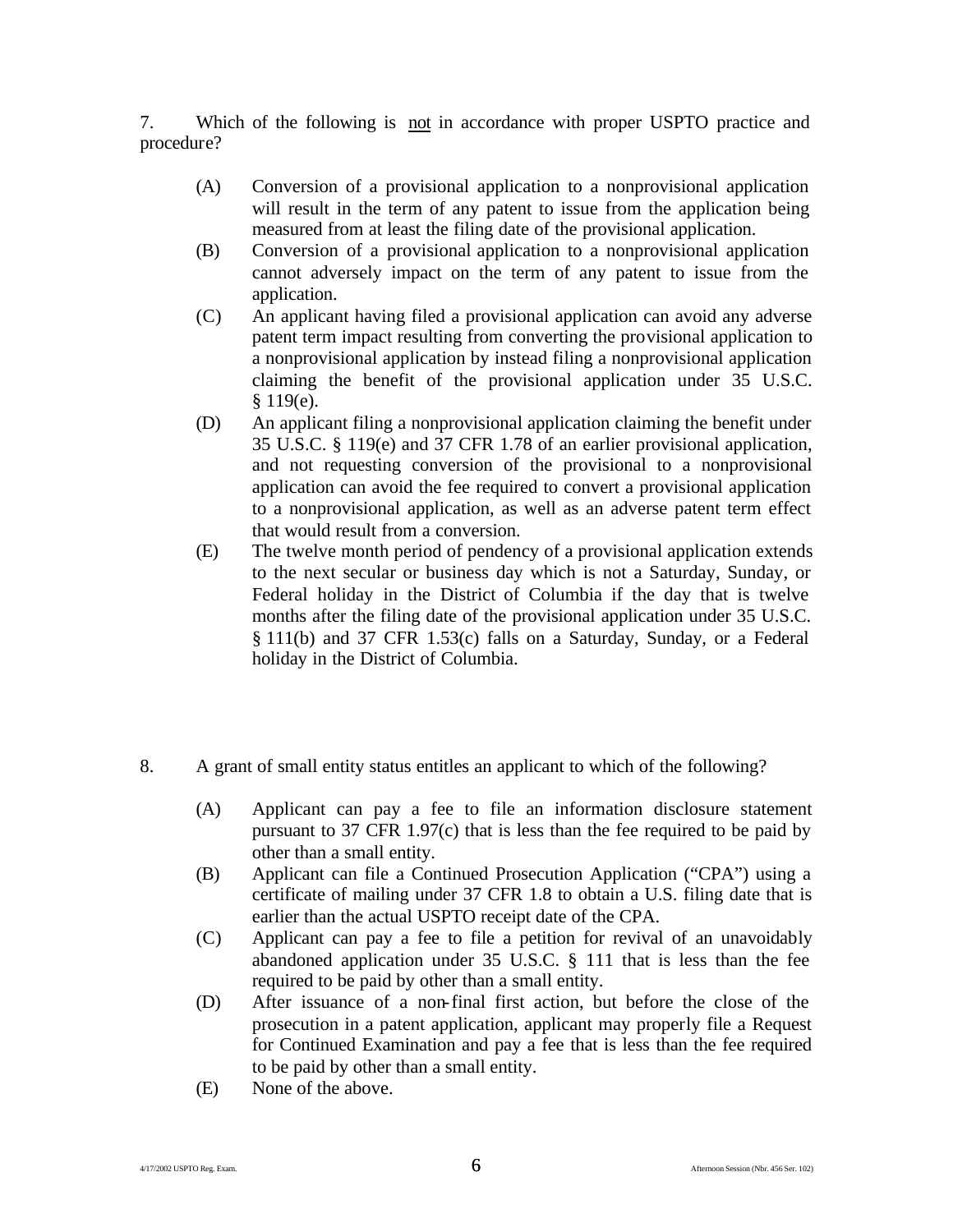7. Which of the following is <u>not</u> in accordance with proper USPTO practice and procedure?

(A) Conversion of a provisional application to a nonprovisional application will result in the term of any patent to issue from the application being measured from at least the filing date of the provisional application.

(B) Conversion of a provisional application to a nonprovisional application cannot adversely impact on the term of any patent to issue from the application.

(C) An applicant having filed a provisional application can avoid any adverse patent term impact resulting from converting the provisional application to a nonprovisional application by instead filing a nonprovisional application claiming the benefit of the provisional application under 35 U.S.C. § 119(e).

(D) An applicant filing a nonprovisional application claiming the benefit under 35 U.S.C. § 119(e) and 37 CFR 1.78 of an earlier provisional application, and not requesting conversion of the provisional to a nonprovisional application can avoid the fee required to convert a provisional application to a nonprovisional application, as well as an adverse patent term effect that would result from a conversion.

(E) The twelve month period of pendency of a provisional application extends to the next secular or business day which is not a Saturday, Sunday, or Federal holiday in the District of Columbia if the day that is twelve months after the filing date of the provisional application under 35 U.S.C. § 111(b) and 37 CFR 1.53(c) falls on a Saturday, Sunday, or a Federal holiday in the District of Columbia.

8. A grant of small entity status entitles an applicant to which of the following?

(A) Applicant can pay a fee to file an information disclosure statement pursuant to 37 CFR 1.97(c) that is less than the fee required to be paid by other than a small entity.

(B) Applicant can file a Continued Prosecution Application ("CPA") using a certificate of mailing under 37 CFR 1.8 to obtain a U.S. filing date that is earlier than the actual USPTO receipt date of the CPA.

(C) Applicant can pay a fee to file a petition for revival of an unavoidably abandoned application under 35 U.S.C. § 111 that is less than the fee required to be paid by other than a small entity.

(D) After issuance of a non-final first action, but before the close of the prosecution in a patent application, applicant may properly file a Request for Continued Examination and pay a fee that is less than the fee required to be paid by other than a small entity.

(E) None of the above.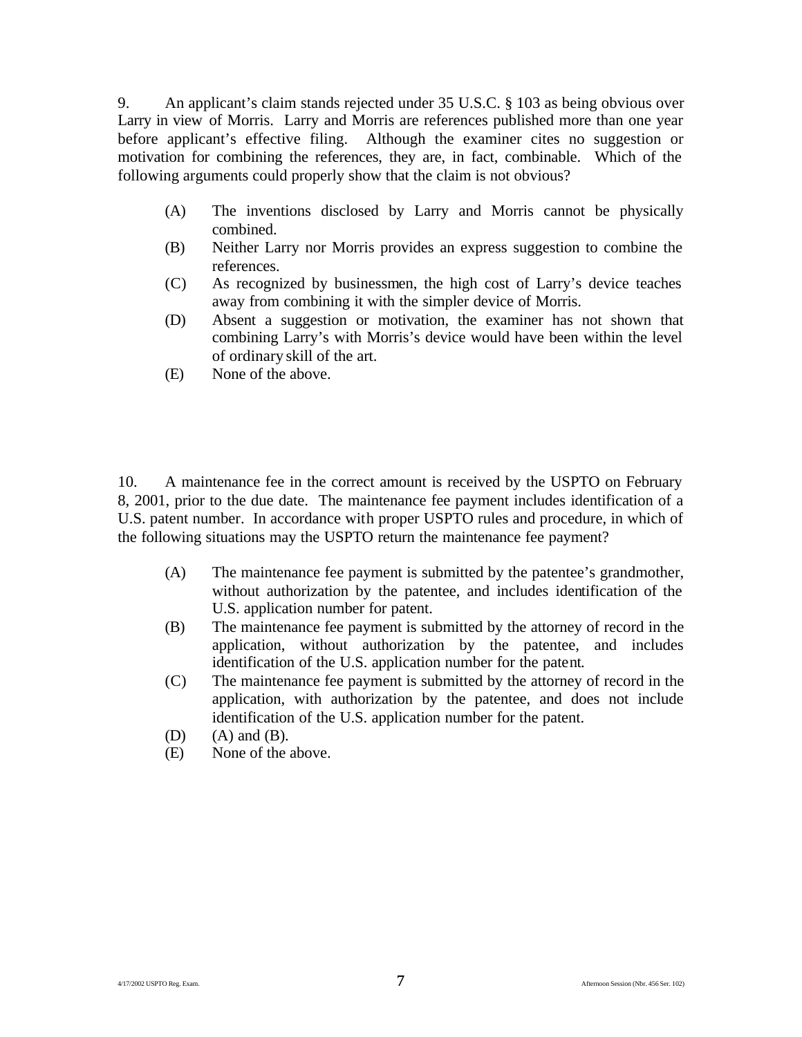9. An applicant's claim stands rejected under 35 U.S.C. § 103 as being obvious over Larry in view of Morris. Larry and Morris are references published more than one year before applicant's effective filing. Although the examiner cites no suggestion or motivation for combining the references, they are, in fact, combinable. Which of the following arguments could properly show that the claim is not obvious?

(A) The inventions disclosed by Larry and Morris cannot be physically combined.
(B) Neither Larry nor Morris provides an express suggestion to combine the references.
(C) As recognized by businessmen, the high cost of Larry's device teaches away from combining it with the simpler device of Morris.
(D) Absent a suggestion or motivation, the examiner has not shown that combining Larry's with Morris's device would have been within the level of ordinary skill of the art.
(E) None of the above.

10. A maintenance fee in the correct amount is received by the USPTO on February 8, 2001, prior to the due date. The maintenance fee payment includes identification of a U.S. patent number. In accordance with proper USPTO rules and procedure, in which of the following situations may the USPTO return the maintenance fee payment?

(A) The maintenance fee payment is submitted by the patentee's grandmother, without authorization by the patentee, and includes identification of the U.S. application number for patent.
(B) The maintenance fee payment is submitted by the attorney of record in the application, without authorization by the patentee, and includes identification of the U.S. application number for the patent.
(C) The maintenance fee payment is submitted by the attorney of record in the application, with authorization by the patentee, and does not include identification of the U.S. application number for the patent.
(D) (A) and (B).
(E) None of the above.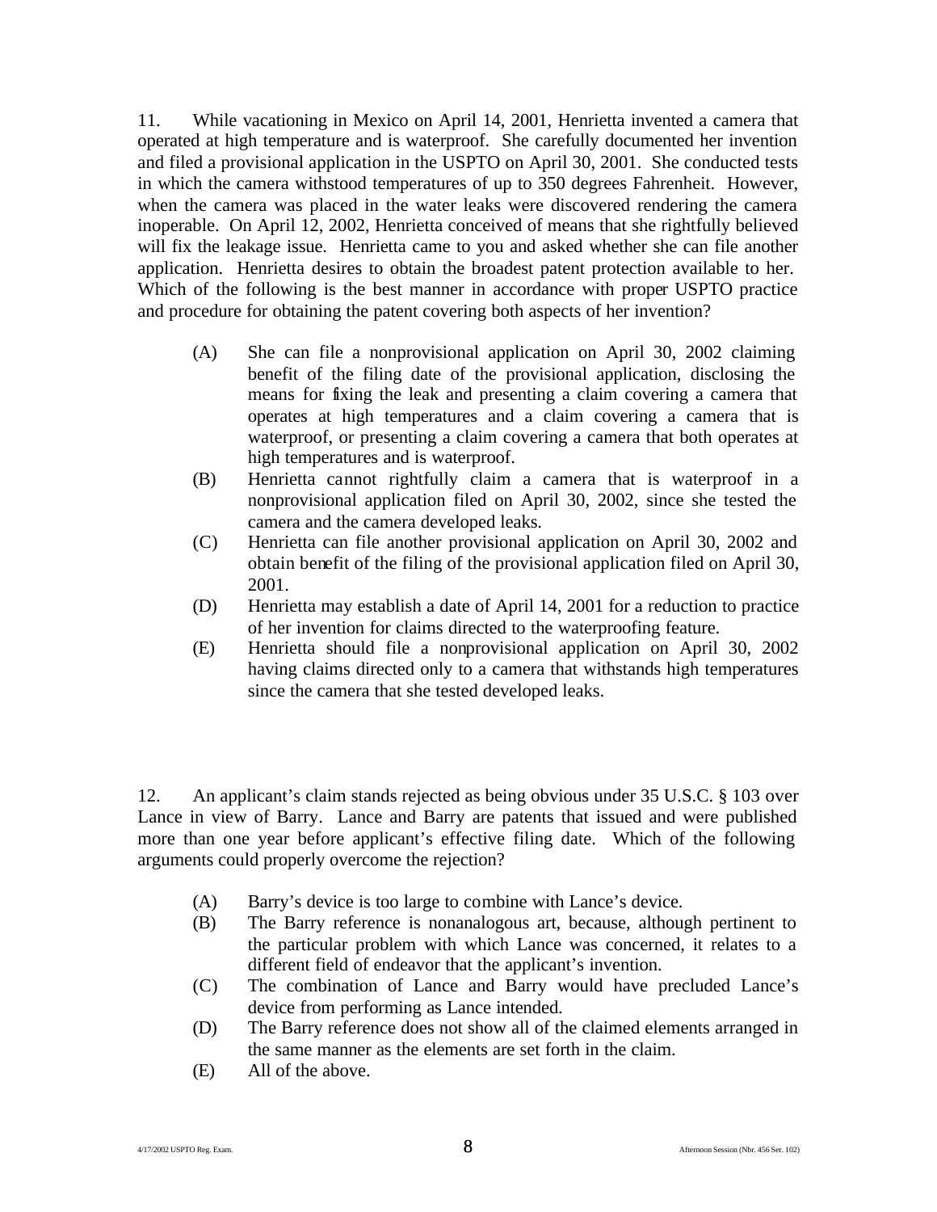11. While vacationing in Mexico on April 14, 2001, Henrietta invented a camera that operated at high temperature and is waterproof. She carefully documented her invention and filed a provisional application in the USPTO on April 30, 2001. She conducted tests in which the camera withstood temperatures of up to 350 degrees Fahrenheit. However, when the camera was placed in the water leaks were discovered rendering the camera inoperable. On April 12, 2002, Henrietta conceived of means that she rightfully believed will fix the leakage issue. Henrietta came to you and asked whether she can file another application. Henrietta desires to obtain the broadest patent protection available to her. Which of the following is the best manner in accordance with proper USPTO practice and procedure for obtaining the patent covering both aspects of her invention?

(A) She can file a nonprovisional application on April 30, 2002 claiming benefit of the filing date of the provisional application, disclosing the means for fixing the leak and presenting a claim covering a camera that operates at high temperatures and a claim covering a camera that is waterproof, or presenting a claim covering a camera that both operates at high temperatures and is waterproof.

(B) Henrietta cannot rightfully claim a camera that is waterproof in a nonprovisional application filed on April 30, 2002, since she tested the camera and the camera developed leaks.

(C) Henrietta can file another provisional application on April 30, 2002 and obtain benefit of the filing of the provisional application filed on April 30, 2001.

(D) Henrietta may establish a date of April 14, 2001 for a reduction to practice of her invention for claims directed to the waterproofing feature.

(E) Henrietta should file a nonprovisional application on April 30, 2002 having claims directed only to a camera that withstands high temperatures since the camera that she tested developed leaks.

12. An applicant's claim stands rejected as being obvious under 35 U.S.C. § 103 over Lance in view of Barry. Lance and Barry are patents that issued and were published more than one year before applicant's effective filing date. Which of the following arguments could properly overcome the rejection?

(A) Barry's device is too large to combine with Lance's device.

(B) The Barry reference is nonanalogous art, because, although pertinent to the particular problem with which Lance was concerned, it relates to a different field of endeavor that the applicant's invention.

(C) The combination of Lance and Barry would have precluded Lance's device from performing as Lance intended.

(D) The Barry reference does not show all of the claimed elements arranged in the same manner as the elements are set forth in the claim.

(E) All of the above.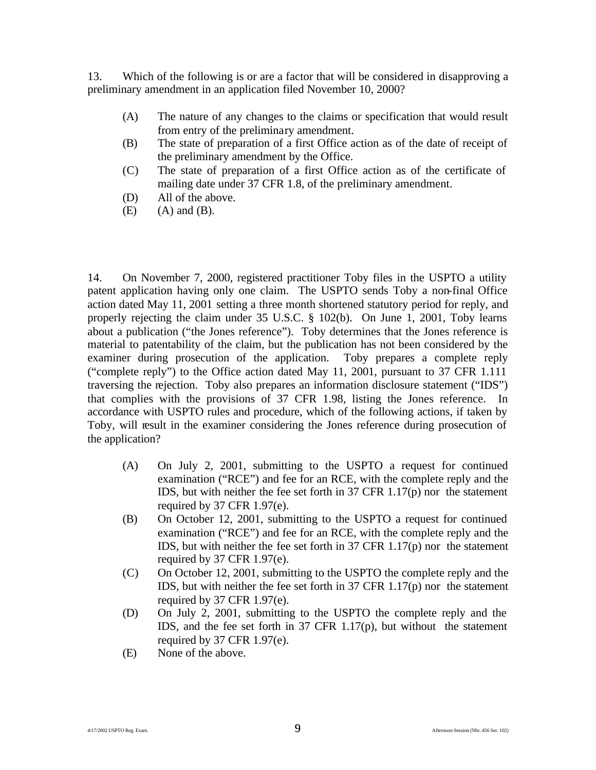13. Which of the following is or are a factor that will be considered in disapproving a preliminary amendment in an application filed November 10, 2000?

(A) The nature of any changes to the claims or specification that would result from entry of the preliminary amendment.
(B) The state of preparation of a first Office action as of the date of receipt of the preliminary amendment by the Office.
(C) The state of preparation of a first Office action as of the certificate of mailing date under 37 CFR 1.8, of the preliminary amendment.
(D) All of the above.
(E) (A) and (B).

14. On November 7, 2000, registered practitioner Toby files in the USPTO a utility patent application having only one claim. The USPTO sends Toby a non-final Office action dated May 11, 2001 setting a three month shortened statutory period for reply, and properly rejecting the claim under 35 U.S.C. § 102(b). On June 1, 2001, Toby learns about a publication ("the Jones reference"). Toby determines that the Jones reference is material to patentability of the claim, but the publication has not been considered by the examiner during prosecution of the application. Toby prepares a complete reply ("complete reply") to the Office action dated May 11, 2001, pursuant to 37 CFR 1.111 traversing the rejection. Toby also prepares an information disclosure statement ("IDS") that complies with the provisions of 37 CFR 1.98, listing the Jones reference. In accordance with USPTO rules and procedure, which of the following actions, if taken by Toby, will result in the examiner considering the Jones reference during prosecution of the application?

(A) On July 2, 2001, submitting to the USPTO a request for continued examination ("RCE") and fee for an RCE, with the complete reply and the IDS, but with neither the fee set forth in 37 CFR 1.17(p) nor the statement required by 37 CFR 1.97(e).
(B) On October 12, 2001, submitting to the USPTO a request for continued examination ("RCE") and fee for an RCE, with the complete reply and the IDS, but with neither the fee set forth in 37 CFR 1.17(p) nor the statement required by 37 CFR 1.97(e).
(C) On October 12, 2001, submitting to the USPTO the complete reply and the IDS, but with neither the fee set forth in 37 CFR 1.17(p) nor the statement required by 37 CFR 1.97(e).
(D) On July 2, 2001, submitting to the USPTO the complete reply and the IDS, and the fee set forth in 37 CFR 1.17(p), but without the statement required by 37 CFR 1.97(e).
(E) None of the above.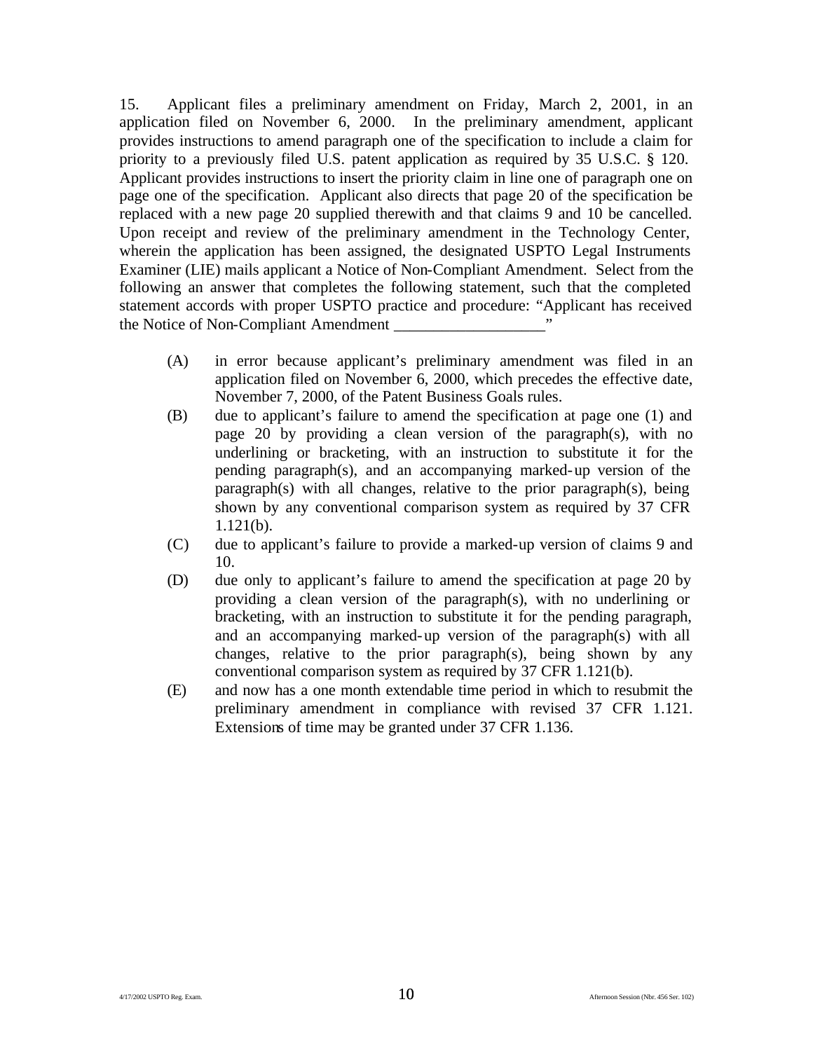15. Applicant files a preliminary amendment on Friday, March 2, 2001, in an application filed on November 6, 2000. In the preliminary amendment, applicant provides instructions to amend paragraph one of the specification to include a claim for priority to a previously filed U.S. patent application as required by 35 U.S.C. § 120. Applicant provides instructions to insert the priority claim in line one of paragraph one on page one of the specification. Applicant also directs that page 20 of the specification be replaced with a new page 20 supplied therewith and that claims 9 and 10 be cancelled. Upon receipt and review of the preliminary amendment in the Technology Center, wherein the application has been assigned, the designated USPTO Legal Instruments Examiner (LIE) mails applicant a Notice of Non-Compliant Amendment. Select from the following an answer that completes the following statement, such that the completed statement accords with proper USPTO practice and procedure: "Applicant has received the Notice of Non-Compliant Amendment ___________________"

(A) in error because applicant's preliminary amendment was filed in an application filed on November 6, 2000, which precedes the effective date, November 7, 2000, of the Patent Business Goals rules.

(B) due to applicant's failure to amend the specification at page one (1) and page 20 by providing a clean version of the paragraph(s), with no underlining or bracketing, with an instruction to substitute it for the pending paragraph(s), and an accompanying marked-up version of the paragraph(s) with all changes, relative to the prior paragraph(s), being shown by any conventional comparison system as required by 37 CFR 1.121(b).

(C) due to applicant's failure to provide a marked-up version of claims 9 and 10.

(D) due only to applicant's failure to amend the specification at page 20 by providing a clean version of the paragraph(s), with no underlining or bracketing, with an instruction to substitute it for the pending paragraph, and an accompanying marked-up version of the paragraph(s) with all changes, relative to the prior paragraph(s), being shown by any conventional comparison system as required by 37 CFR 1.121(b).

(E) and now has a one month extendable time period in which to resubmit the preliminary amendment in compliance with revised 37 CFR 1.121. Extensions of time may be granted under 37 CFR 1.136.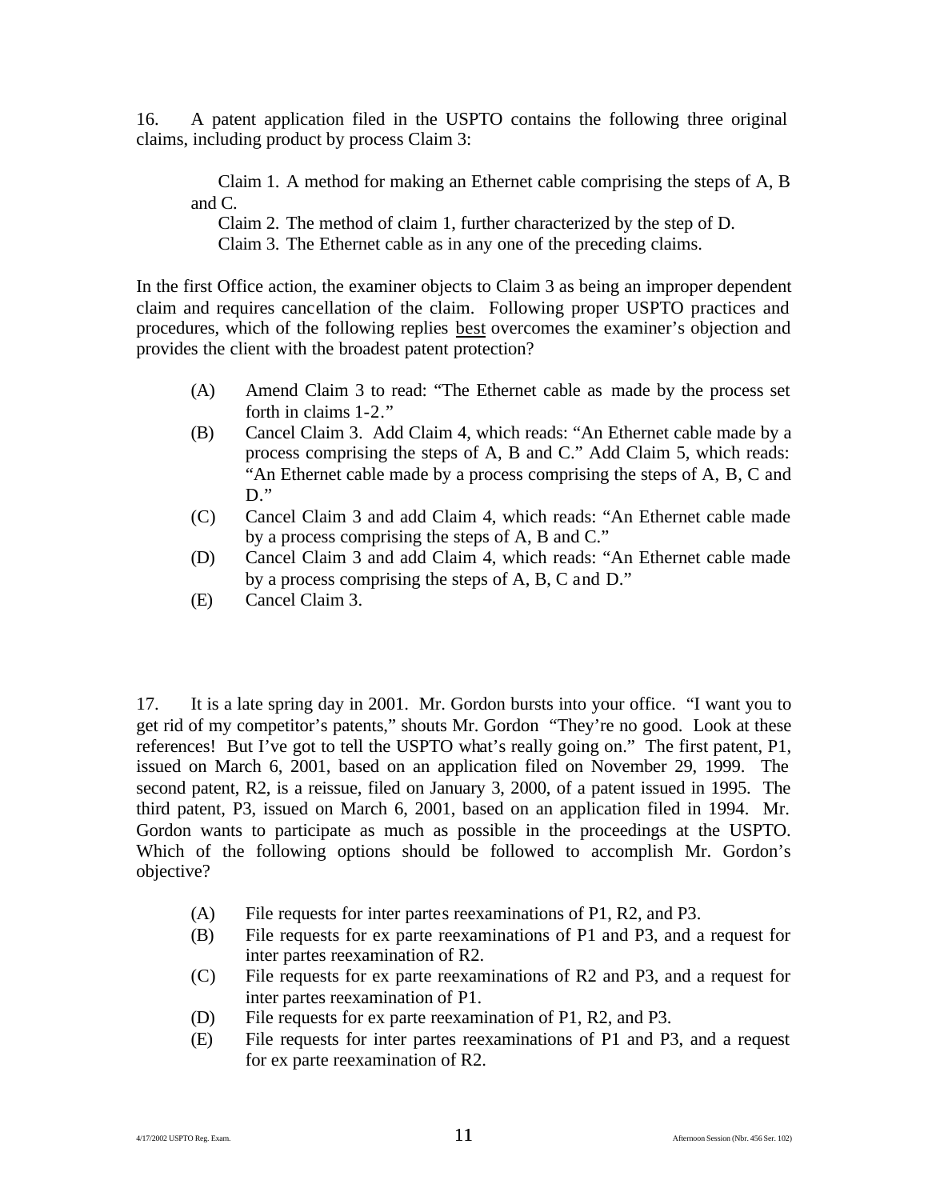16. A patent application filed in the USPTO contains the following three original claims, including product by process Claim 3:

> Claim 1. A method for making an Ethernet cable comprising the steps of A, B and C.
>
> Claim 2. The method of claim 1, further characterized by the step of D.
>
> Claim 3. The Ethernet cable as in any one of the preceding claims.

In the first Office action, the examiner objects to Claim 3 as being an improper dependent claim and requires cancellation of the claim. Following proper USPTO practices and procedures, which of the following replies best overcomes the examiner's objection and provides the client with the broadest patent protection?

(A) Amend Claim 3 to read: "The Ethernet cable as made by the process set forth in claims 1-2."

(B) Cancel Claim 3. Add Claim 4, which reads: "An Ethernet cable made by a process comprising the steps of A, B and C." Add Claim 5, which reads: "An Ethernet cable made by a process comprising the steps of A, B, C and D."

(C) Cancel Claim 3 and add Claim 4, which reads: "An Ethernet cable made by a process comprising the steps of A, B and C."

(D) Cancel Claim 3 and add Claim 4, which reads: "An Ethernet cable made by a process comprising the steps of A, B, C and D."

(E) Cancel Claim 3.

17. It is a late spring day in 2001. Mr. Gordon bursts into your office. "I want you to get rid of my competitor's patents," shouts Mr. Gordon "They're no good. Look at these references! But I've got to tell the USPTO what's really going on." The first patent, P1, issued on March 6, 2001, based on an application filed on November 29, 1999. The second patent, R2, is a reissue, filed on January 3, 2000, of a patent issued in 1995. The third patent, P3, issued on March 6, 2001, based on an application filed in 1994. Mr. Gordon wants to participate as much as possible in the proceedings at the USPTO. Which of the following options should be followed to accomplish Mr. Gordon's objective?

(A) File requests for inter partes reexaminations of P1, R2, and P3.

(B) File requests for ex parte reexaminations of P1 and P3, and a request for inter partes reexamination of R2.

(C) File requests for ex parte reexaminations of R2 and P3, and a request for inter partes reexamination of P1.

(D) File requests for ex parte reexamination of P1, R2, and P3.

(E) File requests for inter partes reexaminations of P1 and P3, and a request for ex parte reexamination of R2.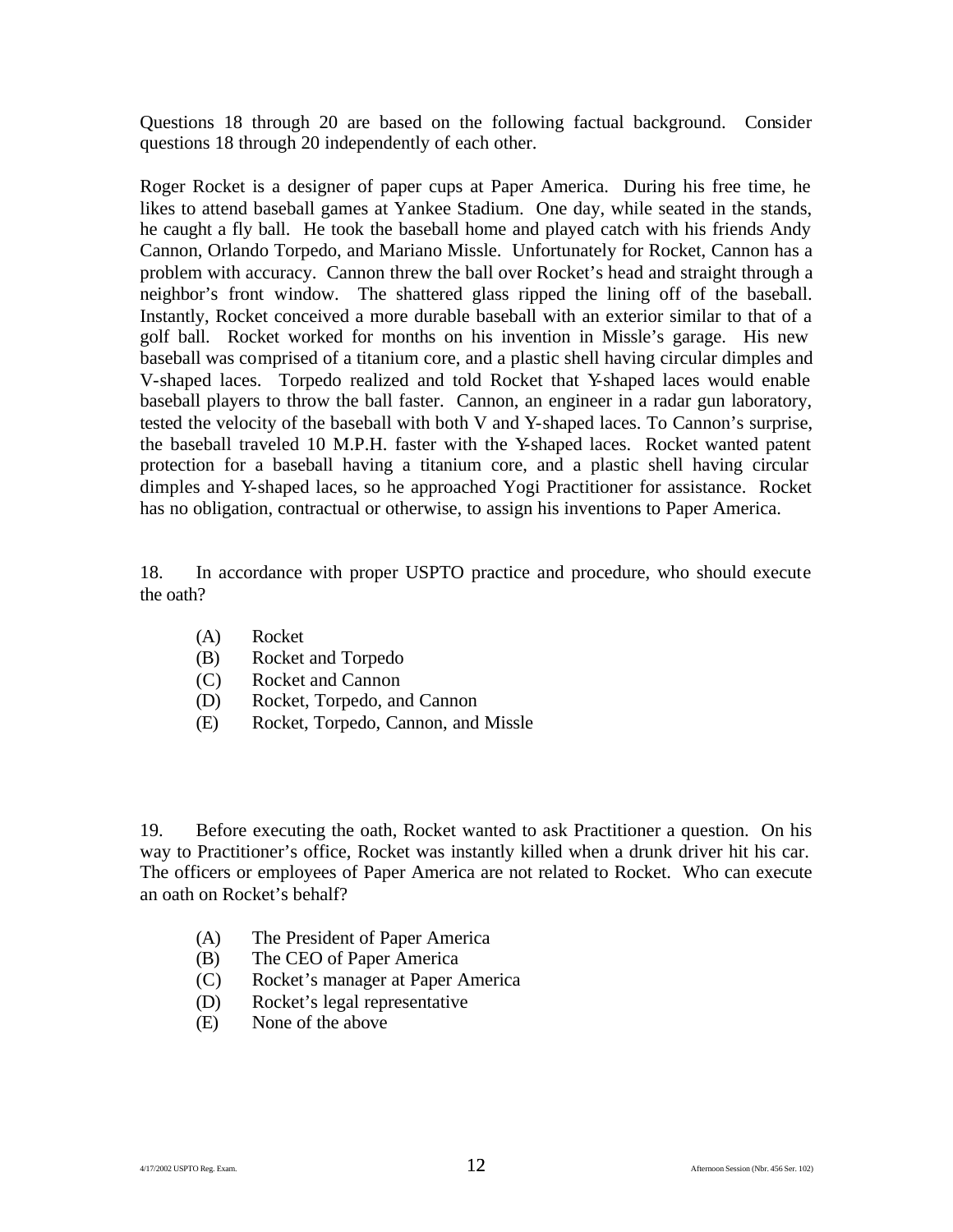Questions 18 through 20 are based on the following factual background. Consider questions 18 through 20 independently of each other.

Roger Rocket is a designer of paper cups at Paper America. During his free time, he likes to attend baseball games at Yankee Stadium. One day, while seated in the stands, he caught a fly ball. He took the baseball home and played catch with his friends Andy Cannon, Orlando Torpedo, and Mariano Missle. Unfortunately for Rocket, Cannon has a problem with accuracy. Cannon threw the ball over Rocket's head and straight through a neighbor's front window. The shattered glass ripped the lining off of the baseball. Instantly, Rocket conceived a more durable baseball with an exterior similar to that of a golf ball. Rocket worked for months on his invention in Missle's garage. His new baseball was comprised of a titanium core, and a plastic shell having circular dimples and V-shaped laces. Torpedo realized and told Rocket that Y-shaped laces would enable baseball players to throw the ball faster. Cannon, an engineer in a radar gun laboratory, tested the velocity of the baseball with both V and Y-shaped laces. To Cannon's surprise, the baseball traveled 10 M.P.H. faster with the Y-shaped laces. Rocket wanted patent protection for a baseball having a titanium core, and a plastic shell having circular dimples and Y-shaped laces, so he approached Yogi Practitioner for assistance. Rocket has no obligation, contractual or otherwise, to assign his inventions to Paper America.

18. In accordance with proper USPTO practice and procedure, who should execute the oath?

- (A) Rocket
- (B) Rocket and Torpedo
- (C) Rocket and Cannon
- (D) Rocket, Torpedo, and Cannon
- (E) Rocket, Torpedo, Cannon, and Missle

19. Before executing the oath, Rocket wanted to ask Practitioner a question. On his way to Practitioner's office, Rocket was instantly killed when a drunk driver hit his car. The officers or employees of Paper America are not related to Rocket. Who can execute an oath on Rocket's behalf?

- (A) The President of Paper America
- (B) The CEO of Paper America
- (C) Rocket's manager at Paper America
- (D) Rocket's legal representative
- (E) None of the above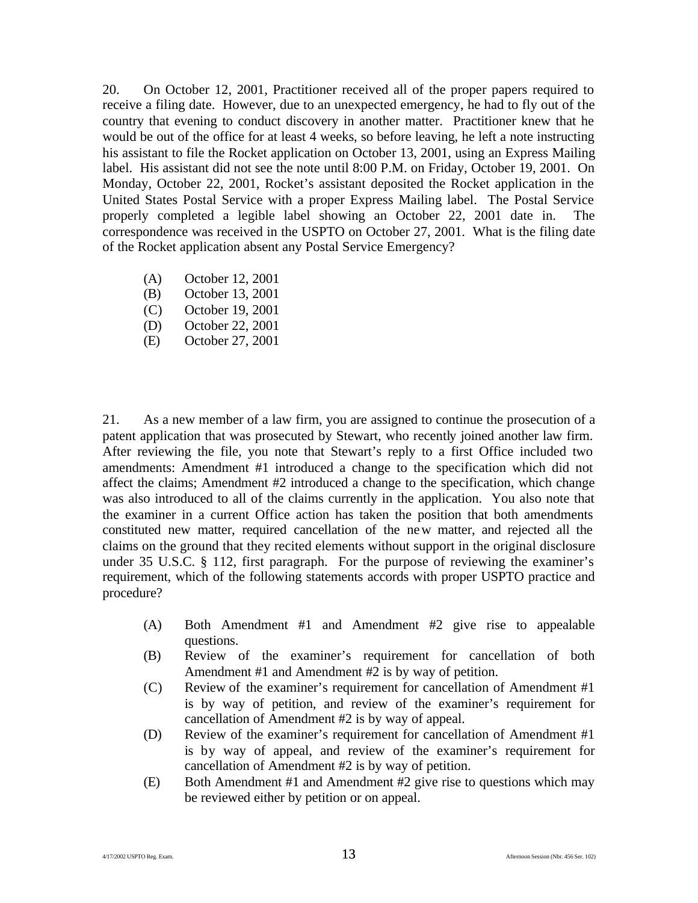20. On October 12, 2001, Practitioner received all of the proper papers required to receive a filing date. However, due to an unexpected emergency, he had to fly out of the country that evening to conduct discovery in another matter. Practitioner knew that he would be out of the office for at least 4 weeks, so before leaving, he left a note instructing his assistant to file the Rocket application on October 13, 2001, using an Express Mailing label. His assistant did not see the note until 8:00 P.M. on Friday, October 19, 2001. On Monday, October 22, 2001, Rocket's assistant deposited the Rocket application in the United States Postal Service with a proper Express Mailing label. The Postal Service properly completed a legible label showing an October 22, 2001 date in. The correspondence was received in the USPTO on October 27, 2001. What is the filing date of the Rocket application absent any Postal Service Emergency?

- (A) October 12, 2001
- (B) October 13, 2001
- (C) October 19, 2001
- (D) October 22, 2001
- (E) October 27, 2001

21. As a new member of a law firm, you are assigned to continue the prosecution of a patent application that was prosecuted by Stewart, who recently joined another law firm. After reviewing the file, you note that Stewart's reply to a first Office included two amendments: Amendment #1 introduced a change to the specification which did not affect the claims; Amendment #2 introduced a change to the specification, which change was also introduced to all of the claims currently in the application. You also note that the examiner in a current Office action has taken the position that both amendments constituted new matter, required cancellation of the new matter, and rejected all the claims on the ground that they recited elements without support in the original disclosure under 35 U.S.C. § 112, first paragraph. For the purpose of reviewing the examiner's requirement, which of the following statements accords with proper USPTO practice and procedure?

- (A) Both Amendment #1 and Amendment #2 give rise to appealable questions.
- (B) Review of the examiner's requirement for cancellation of both Amendment #1 and Amendment #2 is by way of petition.
- (C) Review of the examiner's requirement for cancellation of Amendment #1 is by way of petition, and review of the examiner's requirement for cancellation of Amendment #2 is by way of appeal.
- (D) Review of the examiner's requirement for cancellation of Amendment #1 is by way of appeal, and review of the examiner's requirement for cancellation of Amendment #2 is by way of petition.
- (E) Both Amendment #1 and Amendment #2 give rise to questions which may be reviewed either by petition or on appeal.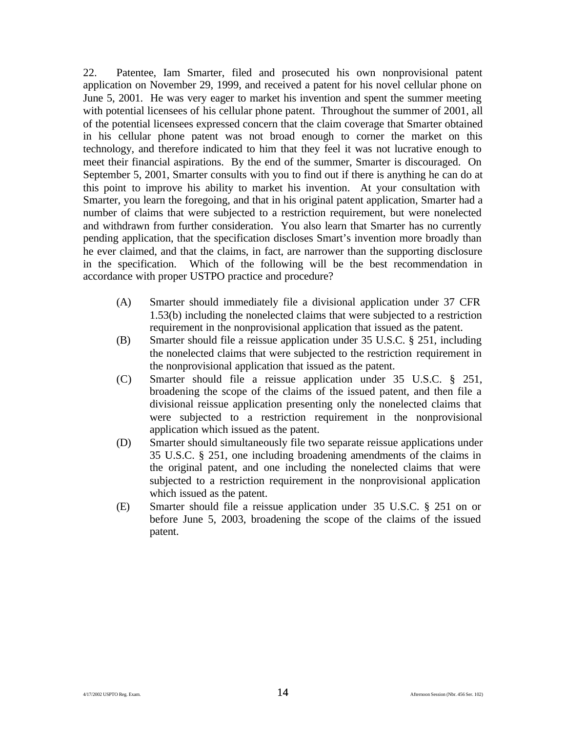22. Patentee, Iam Smarter, filed and prosecuted his own nonprovisional patent application on November 29, 1999, and received a patent for his novel cellular phone on June 5, 2001. He was very eager to market his invention and spent the summer meeting with potential licensees of his cellular phone patent. Throughout the summer of 2001, all of the potential licensees expressed concern that the claim coverage that Smarter obtained in his cellular phone patent was not broad enough to corner the market on this technology, and therefore indicated to him that they feel it was not lucrative enough to meet their financial aspirations. By the end of the summer, Smarter is discouraged. On September 5, 2001, Smarter consults with you to find out if there is anything he can do at this point to improve his ability to market his invention. At your consultation with Smarter, you learn the foregoing, and that in his original patent application, Smarter had a number of claims that were subjected to a restriction requirement, but were nonelected and withdrawn from further consideration. You also learn that Smarter has no currently pending application, that the specification discloses Smart's invention more broadly than he ever claimed, and that the claims, in fact, are narrower than the supporting disclosure in the specification. Which of the following will be the best recommendation in accordance with proper USTPO practice and procedure?

- (A) Smarter should immediately file a divisional application under 37 CFR 1.53(b) including the nonelected claims that were subjected to a restriction requirement in the nonprovisional application that issued as the patent.
- (B) Smarter should file a reissue application under 35 U.S.C. § 251, including the nonelected claims that were subjected to the restriction requirement in the nonprovisional application that issued as the patent.
- (C) Smarter should file a reissue application under 35 U.S.C. § 251, broadening the scope of the claims of the issued patent, and then file a divisional reissue application presenting only the nonelected claims that were subjected to a restriction requirement in the nonprovisional application which issued as the patent.
- (D) Smarter should simultaneously file two separate reissue applications under 35 U.S.C. § 251, one including broadening amendments of the claims in the original patent, and one including the nonelected claims that were subjected to a restriction requirement in the nonprovisional application which issued as the patent.
- (E) Smarter should file a reissue application under 35 U.S.C. § 251 on or before June 5, 2003, broadening the scope of the claims of the issued patent.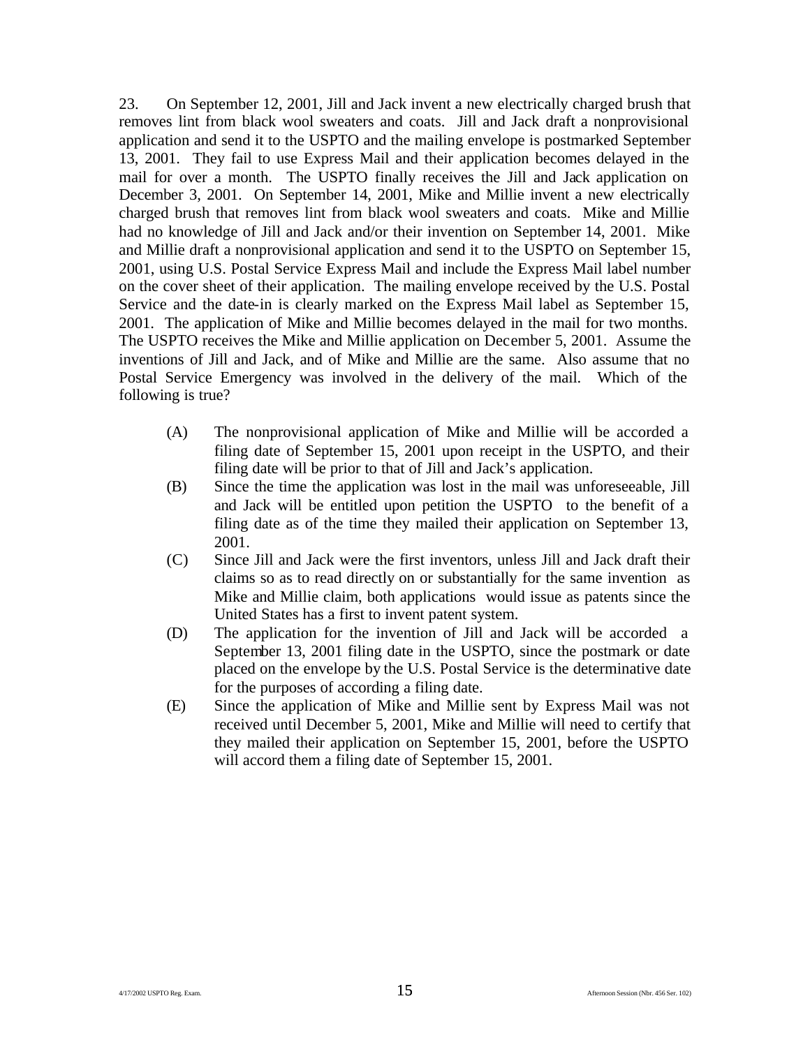23. On September 12, 2001, Jill and Jack invent a new electrically charged brush that removes lint from black wool sweaters and coats. Jill and Jack draft a nonprovisional application and send it to the USPTO and the mailing envelope is postmarked September 13, 2001. They fail to use Express Mail and their application becomes delayed in the mail for over a month. The USPTO finally receives the Jill and Jack application on December 3, 2001. On September 14, 2001, Mike and Millie invent a new electrically charged brush that removes lint from black wool sweaters and coats. Mike and Millie had no knowledge of Jill and Jack and/or their invention on September 14, 2001. Mike and Millie draft a nonprovisional application and send it to the USPTO on September 15, 2001, using U.S. Postal Service Express Mail and include the Express Mail label number on the cover sheet of their application. The mailing envelope received by the U.S. Postal Service and the date-in is clearly marked on the Express Mail label as September 15, 2001. The application of Mike and Millie becomes delayed in the mail for two months. The USPTO receives the Mike and Millie application on December 5, 2001. Assume the inventions of Jill and Jack, and of Mike and Millie are the same. Also assume that no Postal Service Emergency was involved in the delivery of the mail. Which of the following is true?

(A) The nonprovisional application of Mike and Millie will be accorded a filing date of September 15, 2001 upon receipt in the USPTO, and their filing date will be prior to that of Jill and Jack's application.

(B) Since the time the application was lost in the mail was unforeseeable, Jill and Jack will be entitled upon petition the USPTO to the benefit of a filing date as of the time they mailed their application on September 13, 2001.

(C) Since Jill and Jack were the first inventors, unless Jill and Jack draft their claims so as to read directly on or substantially for the same invention as Mike and Millie claim, both applications would issue as patents since the United States has a first to invent patent system.

(D) The application for the invention of Jill and Jack will be accorded a September 13, 2001 filing date in the USPTO, since the postmark or date placed on the envelope by the U.S. Postal Service is the determinative date for the purposes of according a filing date.

(E) Since the application of Mike and Millie sent by Express Mail was not received until December 5, 2001, Mike and Millie will need to certify that they mailed their application on September 15, 2001, before the USPTO will accord them a filing date of September 15, 2001.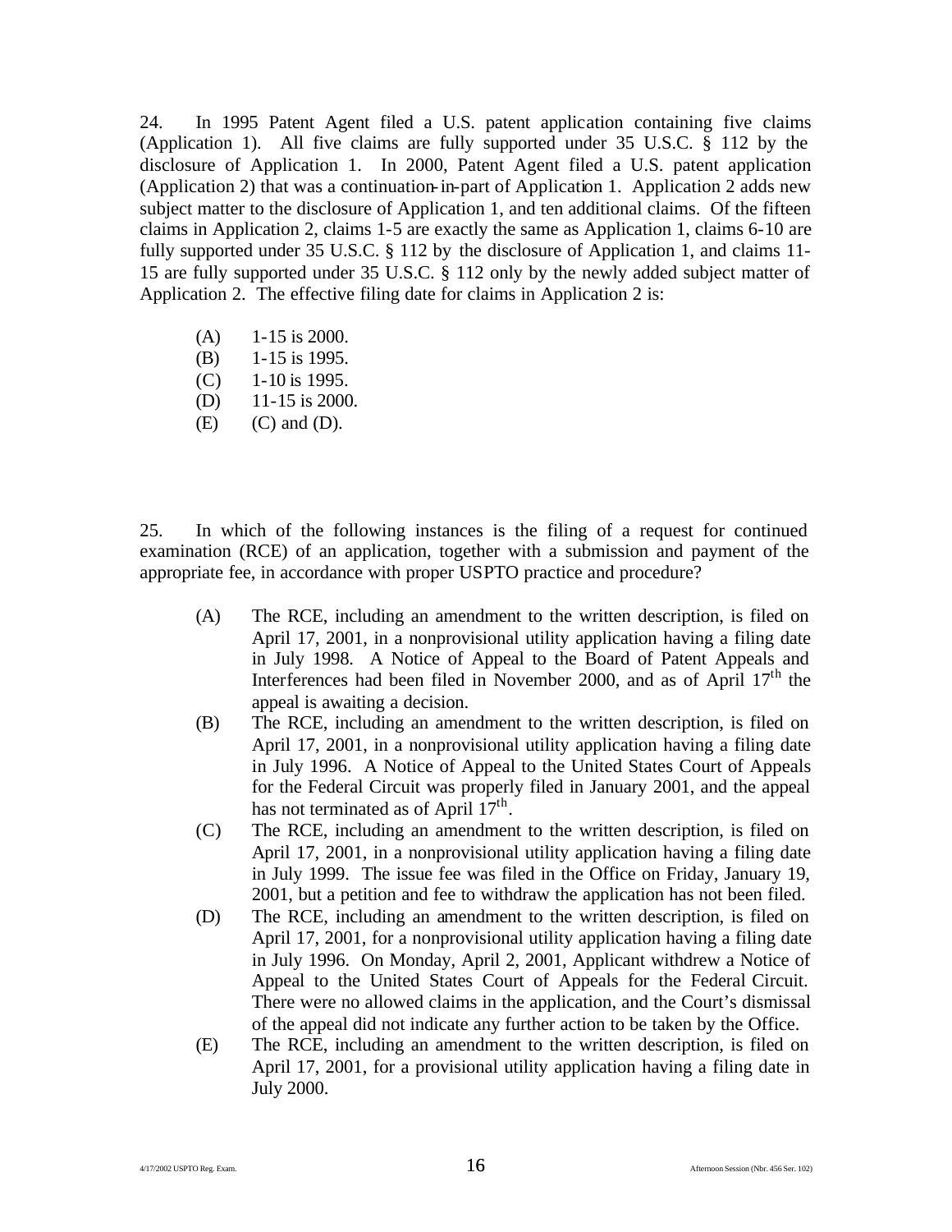24. In 1995 Patent Agent filed a U.S. patent application containing five claims (Application 1). All five claims are fully supported under 35 U.S.C. § 112 by the disclosure of Application 1. In 2000, Patent Agent filed a U.S. patent application (Application 2) that was a continuation-in-part of Application 1. Application 2 adds new subject matter to the disclosure of Application 1, and ten additional claims. Of the fifteen claims in Application 2, claims 1-5 are exactly the same as Application 1, claims 6-10 are fully supported under 35 U.S.C. § 112 by the disclosure of Application 1, and claims 11-15 are fully supported under 35 U.S.C. § 112 only by the newly added subject matter of Application 2. The effective filing date for claims in Application 2 is:

- (A) 1-15 is 2000.
- (B) 1-15 is 1995.
- (C) 1-10 is 1995.
- (D) 11-15 is 2000.
- (E) (C) and (D).

25. In which of the following instances is the filing of a request for continued examination (RCE) of an application, together with a submission and payment of the appropriate fee, in accordance with proper USPTO practice and procedure?

- (A) The RCE, including an amendment to the written description, is filed on April 17, 2001, in a nonprovisional utility application having a filing date in July 1998. A Notice of Appeal to the Board of Patent Appeals and Interferences had been filed in November 2000, and as of April 17th the appeal is awaiting a decision.
- (B) The RCE, including an amendment to the written description, is filed on April 17, 2001, in a nonprovisional utility application having a filing date in July 1996. A Notice of Appeal to the United States Court of Appeals for the Federal Circuit was properly filed in January 2001, and the appeal has not terminated as of April 17th.
- (C) The RCE, including an amendment to the written description, is filed on April 17, 2001, in a nonprovisional utility application having a filing date in July 1999. The issue fee was filed in the Office on Friday, January 19, 2001, but a petition and fee to withdraw the application has not been filed.
- (D) The RCE, including an amendment to the written description, is filed on April 17, 2001, for a nonprovisional utility application having a filing date in July 1996. On Monday, April 2, 2001, Applicant withdrew a Notice of Appeal to the United States Court of Appeals for the Federal Circuit. There were no allowed claims in the application, and the Court's dismissal of the appeal did not indicate any further action to be taken by the Office.
- (E) The RCE, including an amendment to the written description, is filed on April 17, 2001, for a provisional utility application having a filing date in July 2000.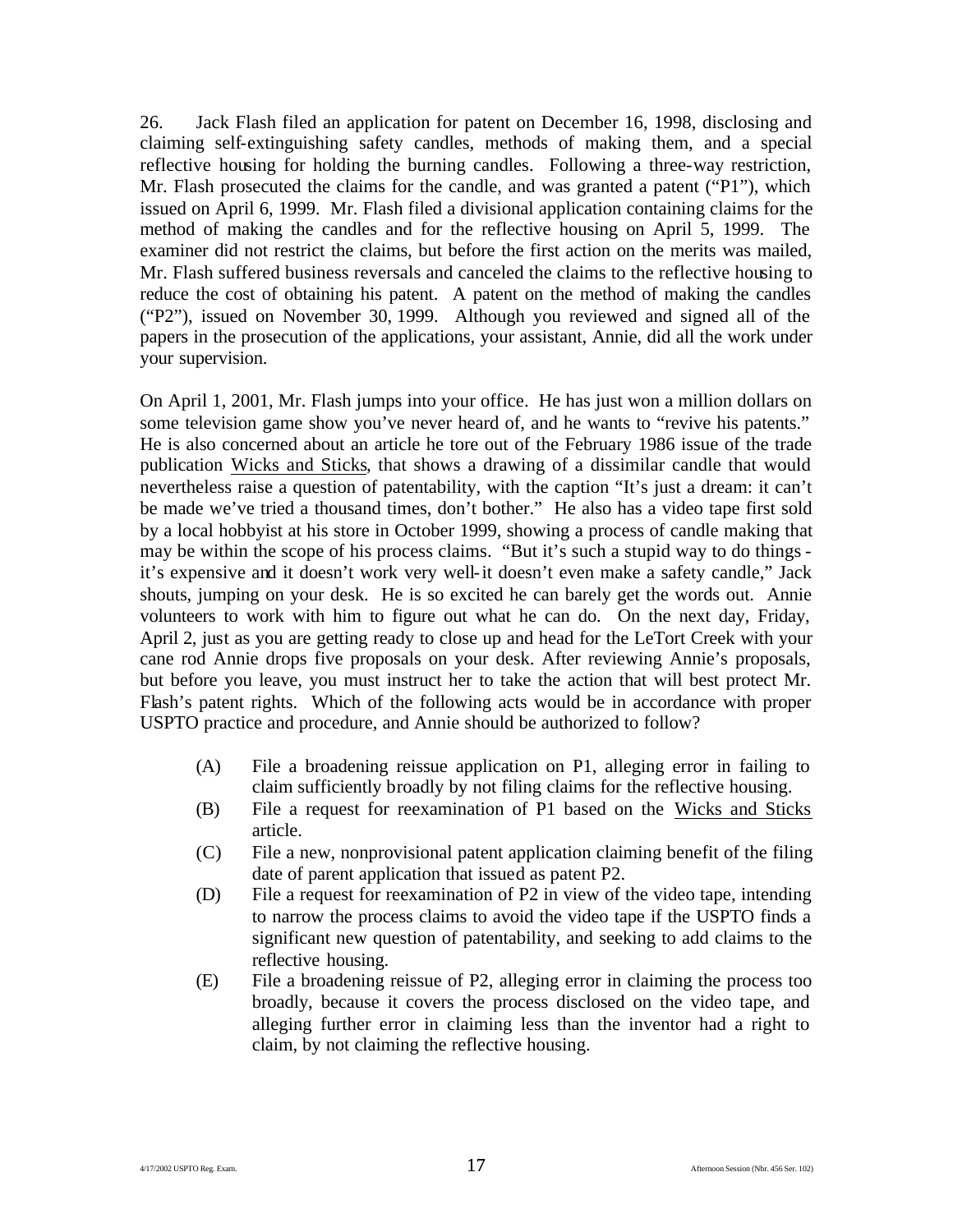26. Jack Flash filed an application for patent on December 16, 1998, disclosing and claiming self-extinguishing safety candles, methods of making them, and a special reflective housing for holding the burning candles. Following a three-way restriction, Mr. Flash prosecuted the claims for the candle, and was granted a patent ("P1"), which issued on April 6, 1999. Mr. Flash filed a divisional application containing claims for the method of making the candles and for the reflective housing on April 5, 1999. The examiner did not restrict the claims, but before the first action on the merits was mailed, Mr. Flash suffered business reversals and canceled the claims to the reflective housing to reduce the cost of obtaining his patent. A patent on the method of making the candles ("P2"), issued on November 30, 1999. Although you reviewed and signed all of the papers in the prosecution of the applications, your assistant, Annie, did all the work under your supervision.

On April 1, 2001, Mr. Flash jumps into your office. He has just won a million dollars on some television game show you've never heard of, and he wants to "revive his patents." He is also concerned about an article he tore out of the February 1986 issue of the trade publication Wicks and Sticks, that shows a drawing of a dissimilar candle that would nevertheless raise a question of patentability, with the caption "It's just a dream: it can't be made we've tried a thousand times, don't bother." He also has a video tape first sold by a local hobbyist at his store in October 1999, showing a process of candle making that may be within the scope of his process claims. "But it's such a stupid way to do things - it's expensive and it doesn't work very well- it doesn't even make a safety candle," Jack shouts, jumping on your desk. He is so excited he can barely get the words out. Annie volunteers to work with him to figure out what he can do. On the next day, Friday, April 2, just as you are getting ready to close up and head for the LeTort Creek with your cane rod Annie drops five proposals on your desk. After reviewing Annie's proposals, but before you leave, you must instruct her to take the action that will best protect Mr. Flash's patent rights. Which of the following acts would be in accordance with proper USPTO practice and procedure, and Annie should be authorized to follow?

(A) File a broadening reissue application on P1, alleging error in failing to claim sufficiently broadly by not filing claims for the reflective housing.

(B) File a request for reexamination of P1 based on the Wicks and Sticks article.

(C) File a new, nonprovisional patent application claiming benefit of the filing date of parent application that issued as patent P2.

(D) File a request for reexamination of P2 in view of the video tape, intending to narrow the process claims to avoid the video tape if the USPTO finds a significant new question of patentability, and seeking to add claims to the reflective housing.

(E) File a broadening reissue of P2, alleging error in claiming the process too broadly, because it covers the process disclosed on the video tape, and alleging further error in claiming less than the inventor had a right to claim, by not claiming the reflective housing.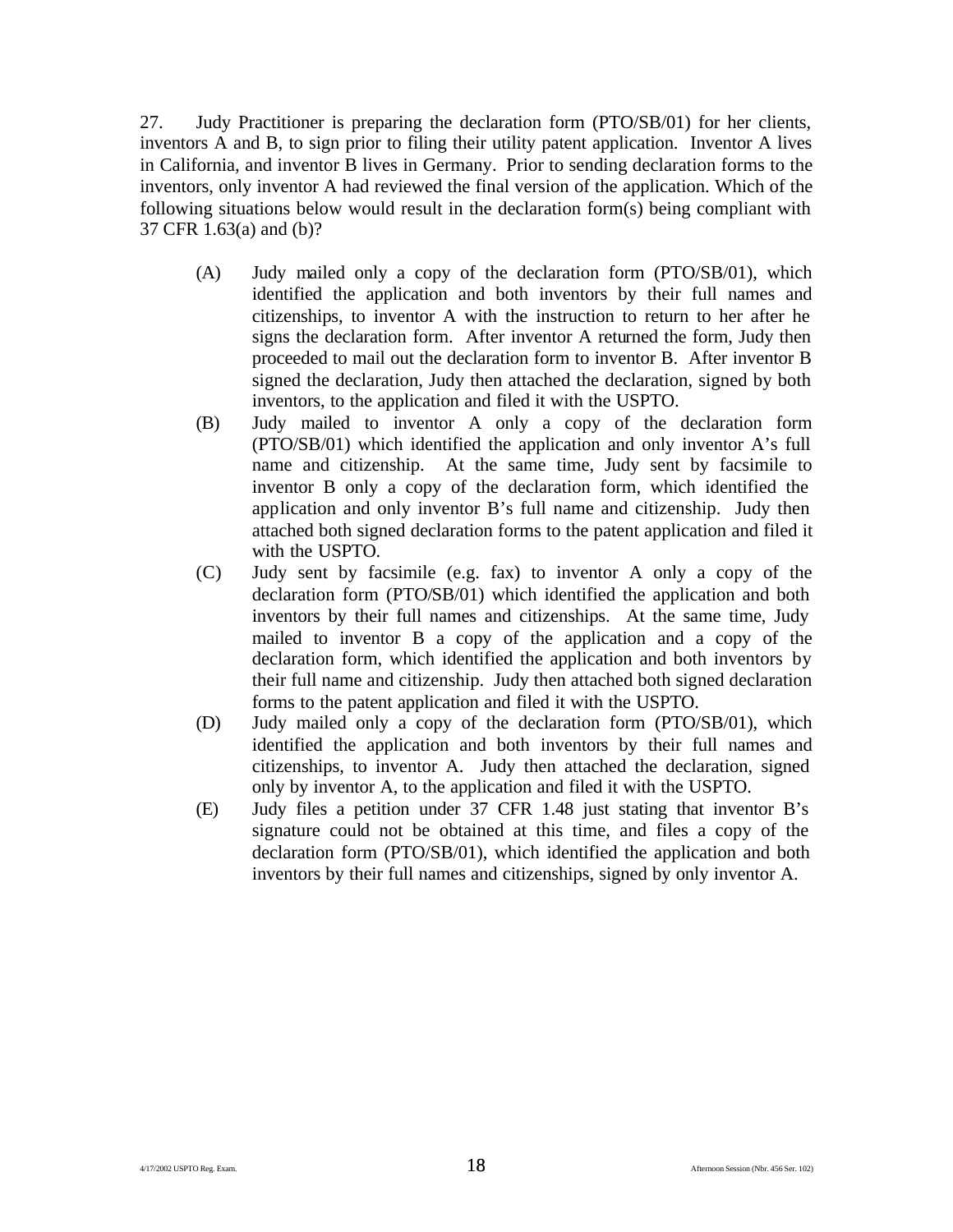27. Judy Practitioner is preparing the declaration form (PTO/SB/01) for her clients, inventors A and B, to sign prior to filing their utility patent application. Inventor A lives in California, and inventor B lives in Germany. Prior to sending declaration forms to the inventors, only inventor A had reviewed the final version of the application. Which of the following situations below would result in the declaration form(s) being compliant with 37 CFR 1.63(a) and (b)?

(A) Judy mailed only a copy of the declaration form (PTO/SB/01), which identified the application and both inventors by their full names and citizenships, to inventor A with the instruction to return to her after he signs the declaration form. After inventor A returned the form, Judy then proceeded to mail out the declaration form to inventor B. After inventor B signed the declaration, Judy then attached the declaration, signed by both inventors, to the application and filed it with the USPTO.

(B) Judy mailed to inventor A only a copy of the declaration form (PTO/SB/01) which identified the application and only inventor A's full name and citizenship. At the same time, Judy sent by facsimile to inventor B only a copy of the declaration form, which identified the application and only inventor B's full name and citizenship. Judy then attached both signed declaration forms to the patent application and filed it with the USPTO.

(C) Judy sent by facsimile (e.g. fax) to inventor A only a copy of the declaration form (PTO/SB/01) which identified the application and both inventors by their full names and citizenships. At the same time, Judy mailed to inventor B a copy of the application and a copy of the declaration form, which identified the application and both inventors by their full name and citizenship. Judy then attached both signed declaration forms to the patent application and filed it with the USPTO.

(D) Judy mailed only a copy of the declaration form (PTO/SB/01), which identified the application and both inventors by their full names and citizenships, to inventor A. Judy then attached the declaration, signed only by inventor A, to the application and filed it with the USPTO.

(E) Judy files a petition under 37 CFR 1.48 just stating that inventor B's signature could not be obtained at this time, and files a copy of the declaration form (PTO/SB/01), which identified the application and both inventors by their full names and citizenships, signed by only inventor A.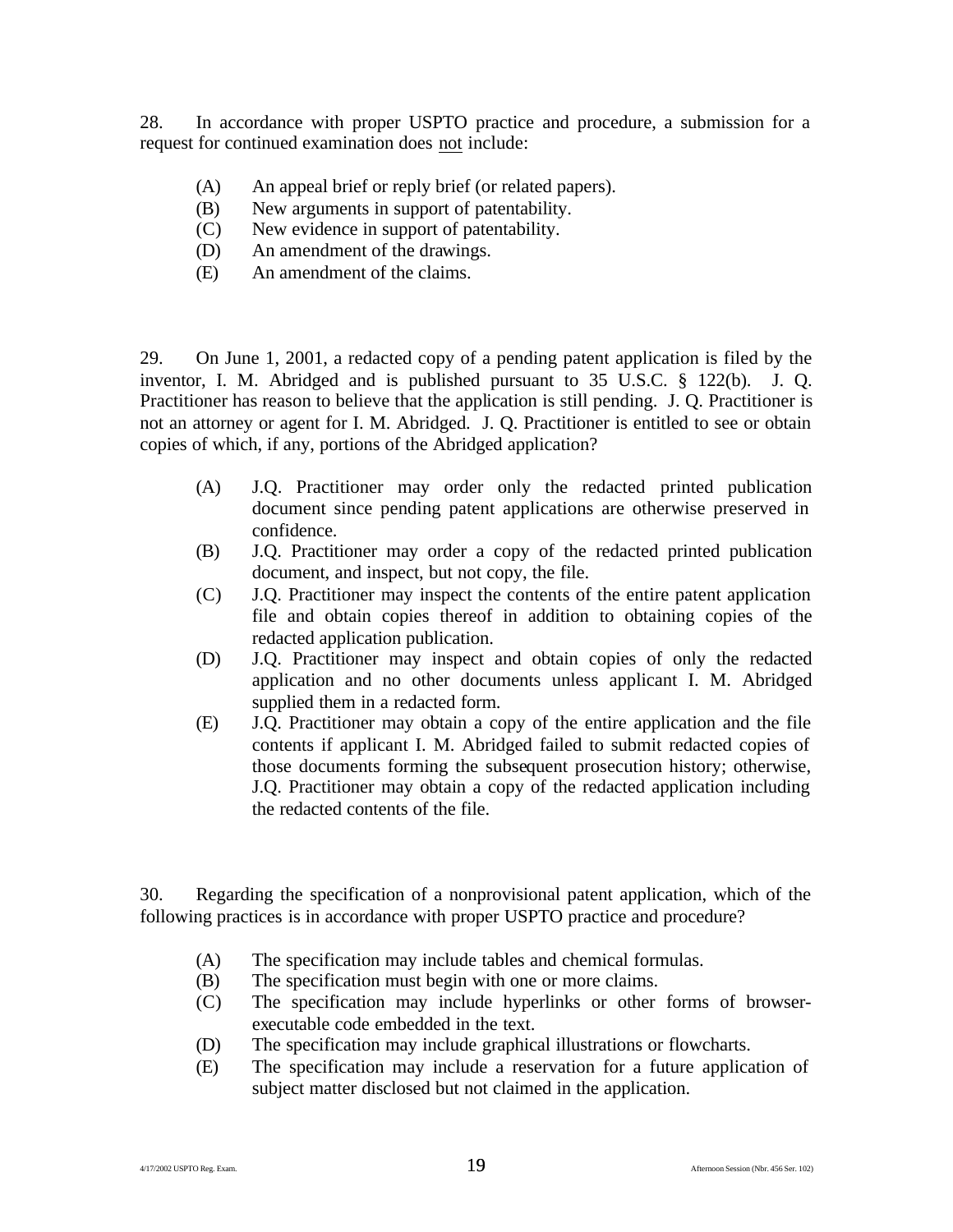28. In accordance with proper USPTO practice and procedure, a submission for a request for continued examination does not include:

(A) An appeal brief or reply brief (or related papers).
(B) New arguments in support of patentability.
(C) New evidence in support of patentability.
(D) An amendment of the drawings.
(E) An amendment of the claims.

29. On June 1, 2001, a redacted copy of a pending patent application is filed by the inventor, I. M. Abridged and is published pursuant to 35 U.S.C. § 122(b). J. Q. Practitioner has reason to believe that the application is still pending. J. Q. Practitioner is not an attorney or agent for I. M. Abridged. J. Q. Practitioner is entitled to see or obtain copies of which, if any, portions of the Abridged application?

(A) J.Q. Practitioner may order only the redacted printed publication document since pending patent applications are otherwise preserved in confidence.
(B) J.Q. Practitioner may order a copy of the redacted printed publication document, and inspect, but not copy, the file.
(C) J.Q. Practitioner may inspect the contents of the entire patent application file and obtain copies thereof in addition to obtaining copies of the redacted application publication.
(D) J.Q. Practitioner may inspect and obtain copies of only the redacted application and no other documents unless applicant I. M. Abridged supplied them in a redacted form.
(E) J.Q. Practitioner may obtain a copy of the entire application and the file contents if applicant I. M. Abridged failed to submit redacted copies of those documents forming the subsequent prosecution history; otherwise, J.Q. Practitioner may obtain a copy of the redacted application including the redacted contents of the file.

30. Regarding the specification of a nonprovisional patent application, which of the following practices is in accordance with proper USPTO practice and procedure?

(A) The specification may include tables and chemical formulas.
(B) The specification must begin with one or more claims.
(C) The specification may include hyperlinks or other forms of browser-executable code embedded in the text.
(D) The specification may include graphical illustrations or flowcharts.
(E) The specification may include a reservation for a future application of subject matter disclosed but not claimed in the application.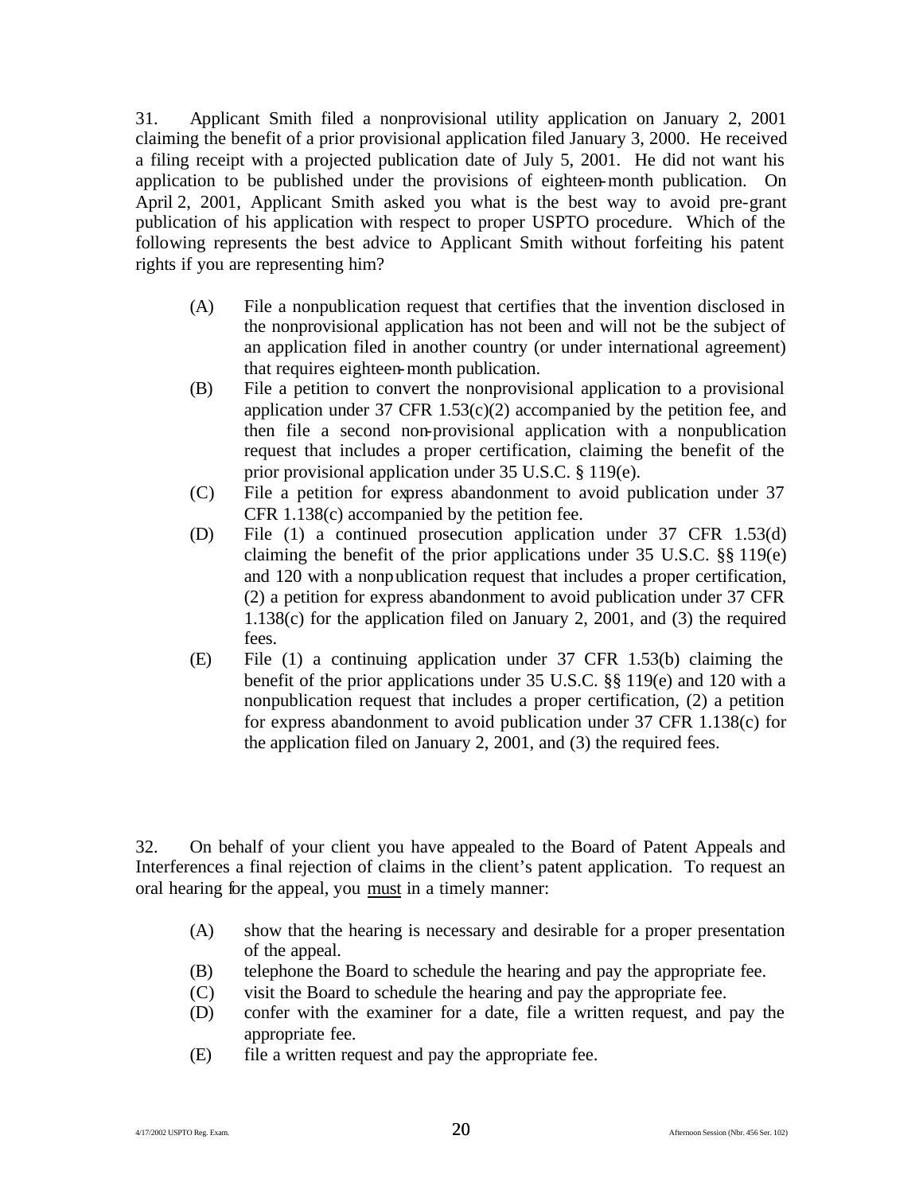31. Applicant Smith filed a nonprovisional utility application on January 2, 2001 claiming the benefit of a prior provisional application filed January 3, 2000. He received a filing receipt with a projected publication date of July 5, 2001. He did not want his application to be published under the provisions of eighteen-month publication. On April 2, 2001, Applicant Smith asked you what is the best way to avoid pre-grant publication of his application with respect to proper USPTO procedure. Which of the following represents the best advice to Applicant Smith without forfeiting his patent rights if you are representing him?

(A) File a nonpublication request that certifies that the invention disclosed in the nonprovisional application has not been and will not be the subject of an application filed in another country (or under international agreement) that requires eighteen-month publication.

(B) File a petition to convert the nonprovisional application to a provisional application under 37 CFR 1.53(c)(2) accompanied by the petition fee, and then file a second non-provisional application with a nonpublication request that includes a proper certification, claiming the benefit of the prior provisional application under 35 U.S.C. § 119(e).

(C) File a petition for express abandonment to avoid publication under 37 CFR 1.138(c) accompanied by the petition fee.

(D) File (1) a continued prosecution application under 37 CFR 1.53(d) claiming the benefit of the prior applications under 35 U.S.C. §§ 119(e) and 120 with a nonpublication request that includes a proper certification, (2) a petition for express abandonment to avoid publication under 37 CFR 1.138(c) for the application filed on January 2, 2001, and (3) the required fees.

(E) File (1) a continuing application under 37 CFR 1.53(b) claiming the benefit of the prior applications under 35 U.S.C. §§ 119(e) and 120 with a nonpublication request that includes a proper certification, (2) a petition for express abandonment to avoid publication under 37 CFR 1.138(c) for the application filed on January 2, 2001, and (3) the required fees.

32. On behalf of your client you have appealed to the Board of Patent Appeals and Interferences a final rejection of claims in the client's patent application. To request an oral hearing for the appeal, you <u>must</u> in a timely manner:

(A) show that the hearing is necessary and desirable for a proper presentation of the appeal.

(B) telephone the Board to schedule the hearing and pay the appropriate fee.

(C) visit the Board to schedule the hearing and pay the appropriate fee.

(D) confer with the examiner for a date, file a written request, and pay the appropriate fee.

(E) file a written request and pay the appropriate fee.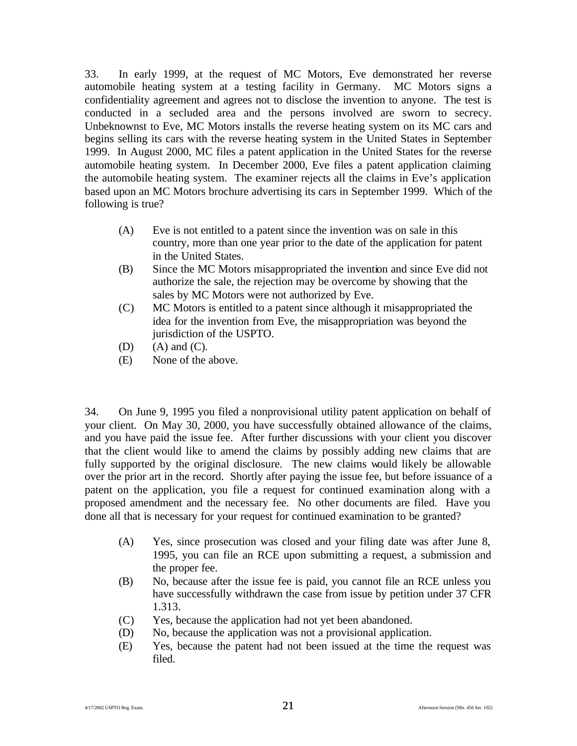33. In early 1999, at the request of MC Motors, Eve demonstrated her reverse automobile heating system at a testing facility in Germany. MC Motors signs a confidentiality agreement and agrees not to disclose the invention to anyone. The test is conducted in a secluded area and the persons involved are sworn to secrecy. Unbeknownst to Eve, MC Motors installs the reverse heating system on its MC cars and begins selling its cars with the reverse heating system in the United States in September 1999. In August 2000, MC files a patent application in the United States for the reverse automobile heating system. In December 2000, Eve files a patent application claiming the automobile heating system. The examiner rejects all the claims in Eve's application based upon an MC Motors brochure advertising its cars in September 1999. Which of the following is true?

- (A) Eve is not entitled to a patent since the invention was on sale in this country, more than one year prior to the date of the application for patent in the United States.
- (B) Since the MC Motors misappropriated the invention and since Eve did not authorize the sale, the rejection may be overcome by showing that the sales by MC Motors were not authorized by Eve.
- (C) MC Motors is entitled to a patent since although it misappropriated the idea for the invention from Eve, the misappropriation was beyond the jurisdiction of the USPTO.
- (D) (A) and (C).
- (E) None of the above.

34. On June 9, 1995 you filed a nonprovisional utility patent application on behalf of your client. On May 30, 2000, you have successfully obtained allowance of the claims, and you have paid the issue fee. After further discussions with your client you discover that the client would like to amend the claims by possibly adding new claims that are fully supported by the original disclosure. The new claims would likely be allowable over the prior art in the record. Shortly after paying the issue fee, but before issuance of a patent on the application, you file a request for continued examination along with a proposed amendment and the necessary fee. No other documents are filed. Have you done all that is necessary for your request for continued examination to be granted?

- (A) Yes, since prosecution was closed and your filing date was after June 8, 1995, you can file an RCE upon submitting a request, a submission and the proper fee.
- (B) No, because after the issue fee is paid, you cannot file an RCE unless you have successfully withdrawn the case from issue by petition under 37 CFR 1.313.
- (C) Yes, because the application had not yet been abandoned.
- (D) No, because the application was not a provisional application.
- (E) Yes, because the patent had not been issued at the time the request was filed.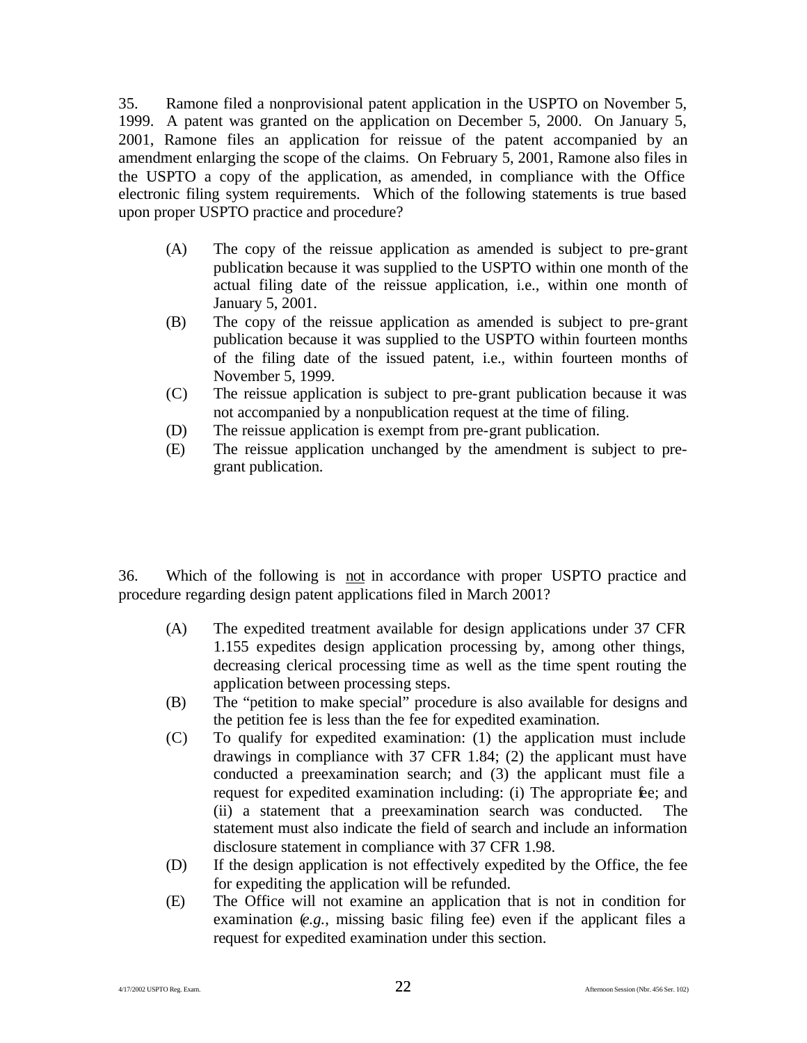35. Ramone filed a nonprovisional patent application in the USPTO on November 5, 1999. A patent was granted on the application on December 5, 2000. On January 5, 2001, Ramone files an application for reissue of the patent accompanied by an amendment enlarging the scope of the claims. On February 5, 2001, Ramone also files in the USPTO a copy of the application, as amended, in compliance with the Office electronic filing system requirements. Which of the following statements is true based upon proper USPTO practice and procedure?

(A) The copy of the reissue application as amended is subject to pre-grant publication because it was supplied to the USPTO within one month of the actual filing date of the reissue application, i.e., within one month of January 5, 2001.

(B) The copy of the reissue application as amended is subject to pre-grant publication because it was supplied to the USPTO within fourteen months of the filing date of the issued patent, i.e., within fourteen months of November 5, 1999.

(C) The reissue application is subject to pre-grant publication because it was not accompanied by a nonpublication request at the time of filing.

(D) The reissue application is exempt from pre-grant publication.

(E) The reissue application unchanged by the amendment is subject to pre-grant publication.

36. Which of the following is not in accordance with proper USPTO practice and procedure regarding design patent applications filed in March 2001?

(A) The expedited treatment available for design applications under 37 CFR 1.155 expedites design application processing by, among other things, decreasing clerical processing time as well as the time spent routing the application between processing steps.

(B) The "petition to make special" procedure is also available for designs and the petition fee is less than the fee for expedited examination.

(C) To qualify for expedited examination: (1) the application must include drawings in compliance with 37 CFR 1.84; (2) the applicant must have conducted a preexamination search; and (3) the applicant must file a request for expedited examination including: (i) The appropriate fee; and (ii) a statement that a preexamination search was conducted. The statement must also indicate the field of search and include an information disclosure statement in compliance with 37 CFR 1.98.

(D) If the design application is not effectively expedited by the Office, the fee for expediting the application will be refunded.

(E) The Office will not examine an application that is not in condition for examination (*e.g.*, missing basic filing fee) even if the applicant files a request for expedited examination under this section.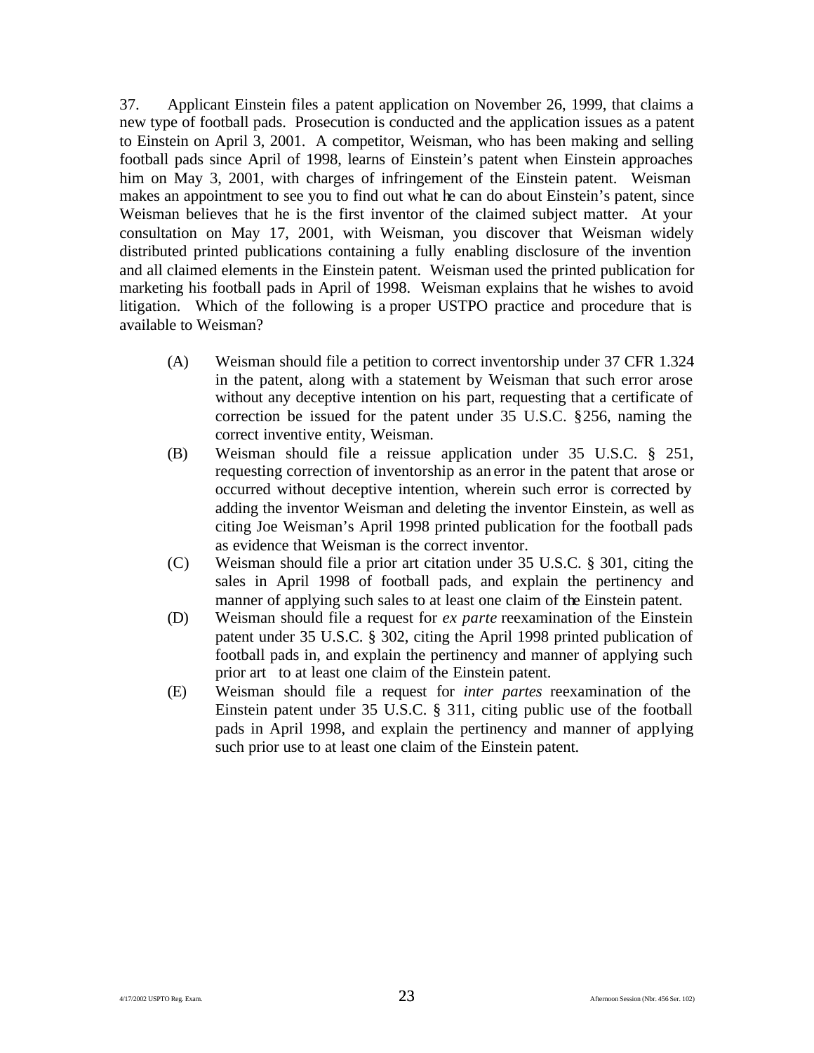37. Applicant Einstein files a patent application on November 26, 1999, that claims a new type of football pads. Prosecution is conducted and the application issues as a patent to Einstein on April 3, 2001. A competitor, Weisman, who has been making and selling football pads since April of 1998, learns of Einstein's patent when Einstein approaches him on May 3, 2001, with charges of infringement of the Einstein patent. Weisman makes an appointment to see you to find out what he can do about Einstein's patent, since Weisman believes that he is the first inventor of the claimed subject matter. At your consultation on May 17, 2001, with Weisman, you discover that Weisman widely distributed printed publications containing a fully enabling disclosure of the invention and all claimed elements in the Einstein patent. Weisman used the printed publication for marketing his football pads in April of 1998. Weisman explains that he wishes to avoid litigation. Which of the following is a proper USTPO practice and procedure that is available to Weisman?

(A) Weisman should file a petition to correct inventorship under 37 CFR 1.324 in the patent, along with a statement by Weisman that such error arose without any deceptive intention on his part, requesting that a certificate of correction be issued for the patent under 35 U.S.C. §256, naming the correct inventive entity, Weisman.

(B) Weisman should file a reissue application under 35 U.S.C. § 251, requesting correction of inventorship as an error in the patent that arose or occurred without deceptive intention, wherein such error is corrected by adding the inventor Weisman and deleting the inventor Einstein, as well as citing Joe Weisman's April 1998 printed publication for the football pads as evidence that Weisman is the correct inventor.

(C) Weisman should file a prior art citation under 35 U.S.C. § 301, citing the sales in April 1998 of football pads, and explain the pertinency and manner of applying such sales to at least one claim of the Einstein patent.

(D) Weisman should file a request for *ex parte* reexamination of the Einstein patent under 35 U.S.C. § 302, citing the April 1998 printed publication of football pads in, and explain the pertinency and manner of applying such prior art to at least one claim of the Einstein patent.

(E) Weisman should file a request for *inter partes* reexamination of the Einstein patent under 35 U.S.C. § 311, citing public use of the football pads in April 1998, and explain the pertinency and manner of applying such prior use to at least one claim of the Einstein patent.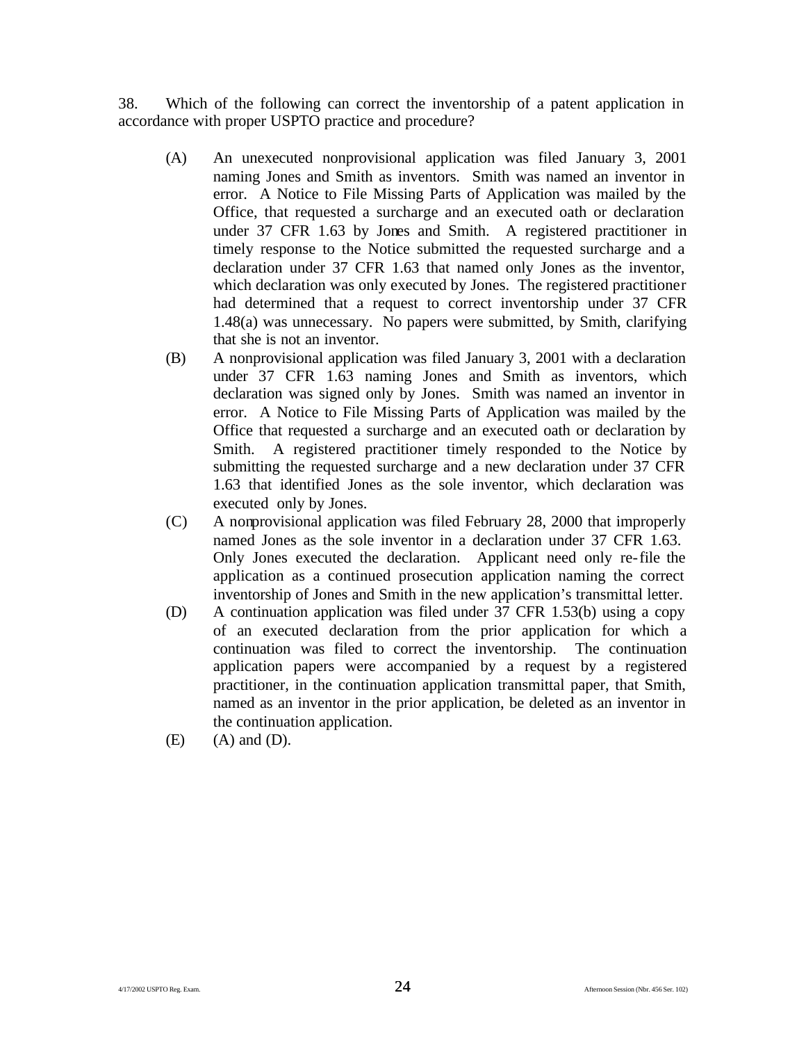38. Which of the following can correct the inventorship of a patent application in accordance with proper USPTO practice and procedure?

(A) An unexecuted nonprovisional application was filed January 3, 2001 naming Jones and Smith as inventors. Smith was named an inventor in error. A Notice to File Missing Parts of Application was mailed by the Office, that requested a surcharge and an executed oath or declaration under 37 CFR 1.63 by Jones and Smith. A registered practitioner in timely response to the Notice submitted the requested surcharge and a declaration under 37 CFR 1.63 that named only Jones as the inventor, which declaration was only executed by Jones. The registered practitioner had determined that a request to correct inventorship under 37 CFR 1.48(a) was unnecessary. No papers were submitted, by Smith, clarifying that she is not an inventor.

(B) A nonprovisional application was filed January 3, 2001 with a declaration under 37 CFR 1.63 naming Jones and Smith as inventors, which declaration was signed only by Jones. Smith was named an inventor in error. A Notice to File Missing Parts of Application was mailed by the Office that requested a surcharge and an executed oath or declaration by Smith. A registered practitioner timely responded to the Notice by submitting the requested surcharge and a new declaration under 37 CFR 1.63 that identified Jones as the sole inventor, which declaration was executed only by Jones.

(C) A nonprovisional application was filed February 28, 2000 that improperly named Jones as the sole inventor in a declaration under 37 CFR 1.63. Only Jones executed the declaration. Applicant need only re-file the application as a continued prosecution application naming the correct inventorship of Jones and Smith in the new application's transmittal letter.

(D) A continuation application was filed under 37 CFR 1.53(b) using a copy of an executed declaration from the prior application for which a continuation was filed to correct the inventorship. The continuation application papers were accompanied by a request by a registered practitioner, in the continuation application transmittal paper, that Smith, named as an inventor in the prior application, be deleted as an inventor in the continuation application.

(E) (A) and (D).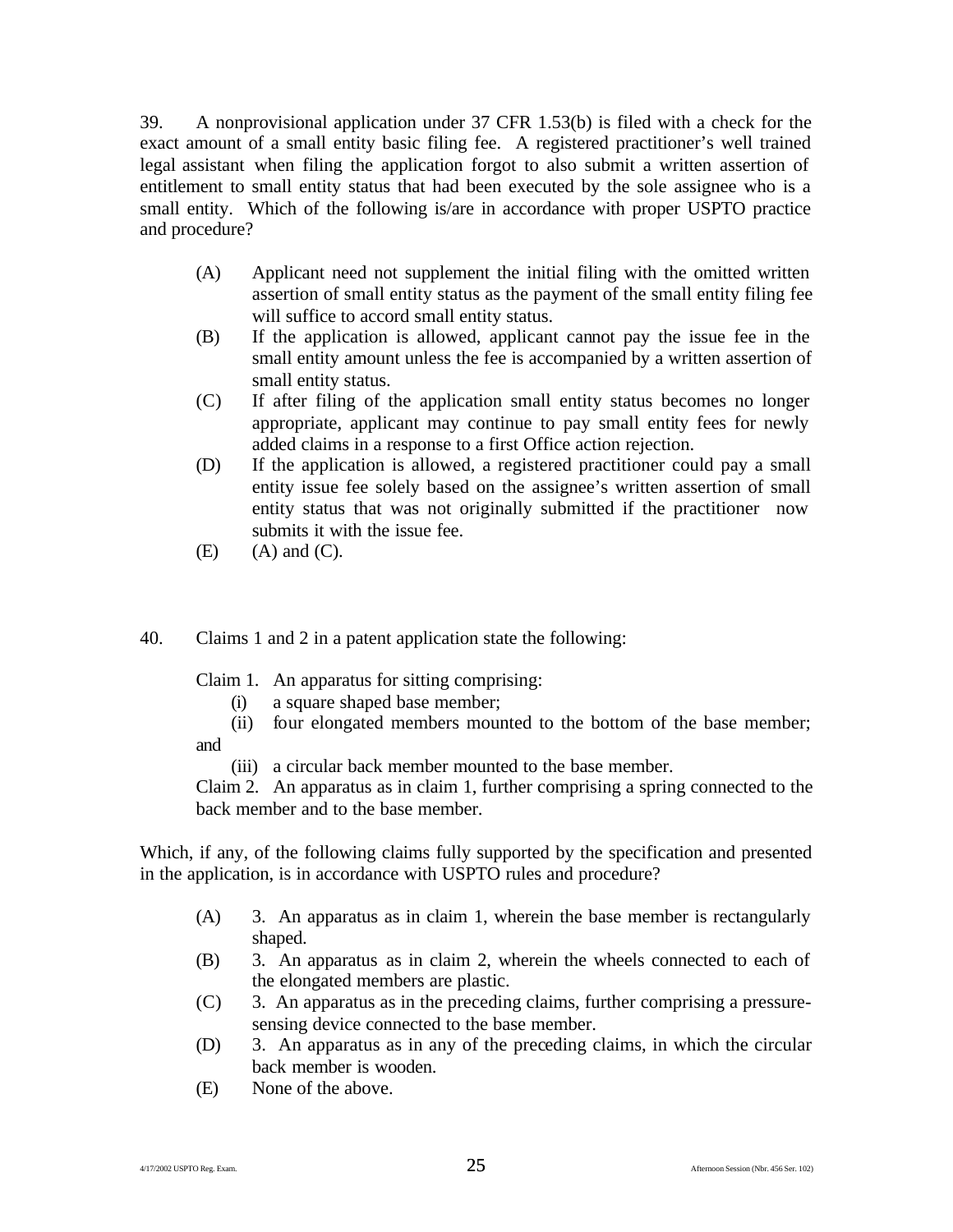39. A nonprovisional application under 37 CFR 1.53(b) is filed with a check for the exact amount of a small entity basic filing fee. A registered practitioner's well trained legal assistant when filing the application forgot to also submit a written assertion of entitlement to small entity status that had been executed by the sole assignee who is a small entity. Which of the following is/are in accordance with proper USPTO practice and procedure?

(A) Applicant need not supplement the initial filing with the omitted written assertion of small entity status as the payment of the small entity filing fee will suffice to accord small entity status.

(B) If the application is allowed, applicant cannot pay the issue fee in the small entity amount unless the fee is accompanied by a written assertion of small entity status.

(C) If after filing of the application small entity status becomes no longer appropriate, applicant may continue to pay small entity fees for newly added claims in a response to a first Office action rejection.

(D) If the application is allowed, a registered practitioner could pay a small entity issue fee solely based on the assignee's written assertion of small entity status that was not originally submitted if the practitioner now submits it with the issue fee.

(E) (A) and (C).

40. Claims 1 and 2 in a patent application state the following:

Claim 1. An apparatus for sitting comprising:
(i) a square shaped base member;
(ii) four elongated members mounted to the bottom of the base member; and
(iii) a circular back member mounted to the base member.

Claim 2. An apparatus as in claim 1, further comprising a spring connected to the back member and to the base member.

Which, if any, of the following claims fully supported by the specification and presented in the application, is in accordance with USPTO rules and procedure?

(A) 3. An apparatus as in claim 1, wherein the base member is rectangularly shaped.

(B) 3. An apparatus as in claim 2, wherein the wheels connected to each of the elongated members are plastic.

(C) 3. An apparatus as in the preceding claims, further comprising a pressure-sensing device connected to the base member.

(D) 3. An apparatus as in any of the preceding claims, in which the circular back member is wooden.

(E) None of the above.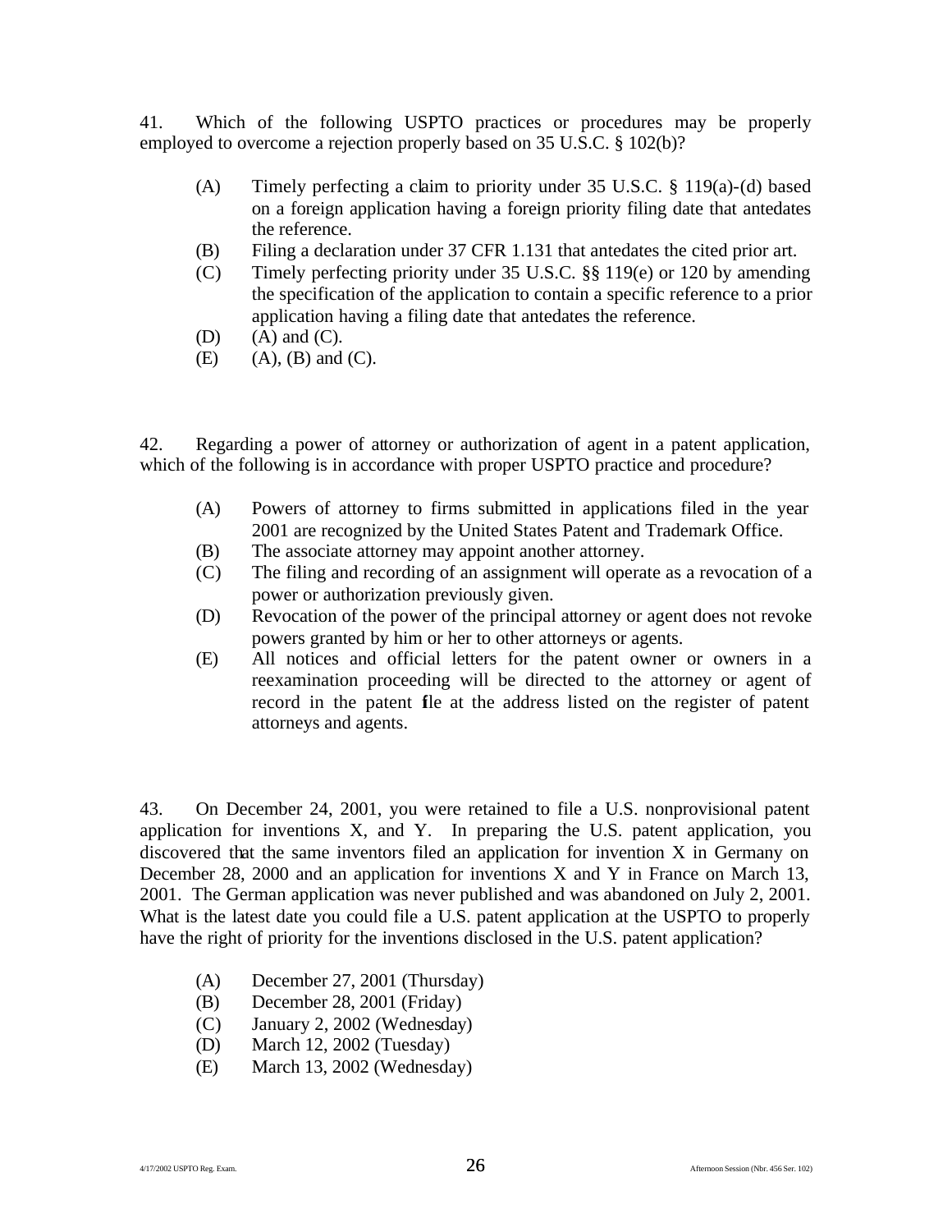41. Which of the following USPTO practices or procedures may be properly employed to overcome a rejection properly based on 35 U.S.C. § 102(b)?

- (A) Timely perfecting a claim to priority under 35 U.S.C. § 119(a)-(d) based on a foreign application having a foreign priority filing date that antedates the reference.
- (B) Filing a declaration under 37 CFR 1.131 that antedates the cited prior art.
- (C) Timely perfecting priority under 35 U.S.C. §§ 119(e) or 120 by amending the specification of the application to contain a specific reference to a prior application having a filing date that antedates the reference.
- (D) (A) and (C).
- (E) (A), (B) and (C).

42. Regarding a power of attorney or authorization of agent in a patent application, which of the following is in accordance with proper USPTO practice and procedure?

- (A) Powers of attorney to firms submitted in applications filed in the year 2001 are recognized by the United States Patent and Trademark Office.
- (B) The associate attorney may appoint another attorney.
- (C) The filing and recording of an assignment will operate as a revocation of a power or authorization previously given.
- (D) Revocation of the power of the principal attorney or agent does not revoke powers granted by him or her to other attorneys or agents.
- (E) All notices and official letters for the patent owner or owners in a reexamination proceeding will be directed to the attorney or agent of record in the patent file at the address listed on the register of patent attorneys and agents.

43. On December 24, 2001, you were retained to file a U.S. nonprovisional patent application for inventions X, and Y. In preparing the U.S. patent application, you discovered that the same inventors filed an application for invention X in Germany on December 28, 2000 and an application for inventions X and Y in France on March 13, 2001. The German application was never published and was abandoned on July 2, 2001. What is the latest date you could file a U.S. patent application at the USPTO to properly have the right of priority for the inventions disclosed in the U.S. patent application?

- (A) December 27, 2001 (Thursday)
- (B) December 28, 2001 (Friday)
- (C) January 2, 2002 (Wednesday)
- (D) March 12, 2002 (Tuesday)
- (E) March 13, 2002 (Wednesday)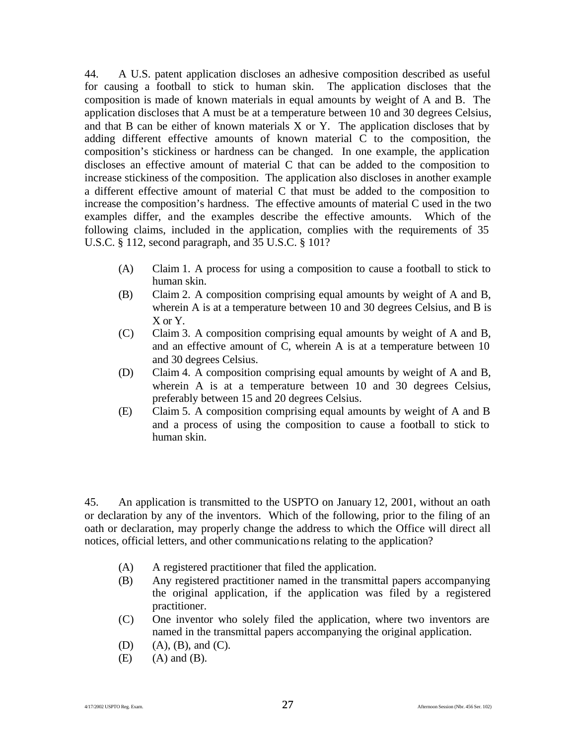44. A U.S. patent application discloses an adhesive composition described as useful for causing a football to stick to human skin. The application discloses that the composition is made of known materials in equal amounts by weight of A and B. The application discloses that A must be at a temperature between 10 and 30 degrees Celsius, and that B can be either of known materials X or Y. The application discloses that by adding different effective amounts of known material C to the composition, the composition's stickiness or hardness can be changed. In one example, the application discloses an effective amount of material C that can be added to the composition to increase stickiness of the composition. The application also discloses in another example a different effective amount of material C that must be added to the composition to increase the composition's hardness. The effective amounts of material C used in the two examples differ, and the examples describe the effective amounts. Which of the following claims, included in the application, complies with the requirements of 35 U.S.C. § 112, second paragraph, and 35 U.S.C. § 101?

- (A) Claim 1. A process for using a composition to cause a football to stick to human skin.
- (B) Claim 2. A composition comprising equal amounts by weight of A and B, wherein A is at a temperature between 10 and 30 degrees Celsius, and B is X or Y.
- (C) Claim 3. A composition comprising equal amounts by weight of A and B, and an effective amount of C, wherein A is at a temperature between 10 and 30 degrees Celsius.
- (D) Claim 4. A composition comprising equal amounts by weight of A and B, wherein A is at a temperature between 10 and 30 degrees Celsius, preferably between 15 and 20 degrees Celsius.
- (E) Claim 5. A composition comprising equal amounts by weight of A and B and a process of using the composition to cause a football to stick to human skin.

45. An application is transmitted to the USPTO on January 12, 2001, without an oath or declaration by any of the inventors. Which of the following, prior to the filing of an oath or declaration, may properly change the address to which the Office will direct all notices, official letters, and other communications relating to the application?

- (A) A registered practitioner that filed the application.
- (B) Any registered practitioner named in the transmittal papers accompanying the original application, if the application was filed by a registered practitioner.
- (C) One inventor who solely filed the application, where two inventors are named in the transmittal papers accompanying the original application.
- (D) (A), (B), and (C).
- (E) (A) and (B).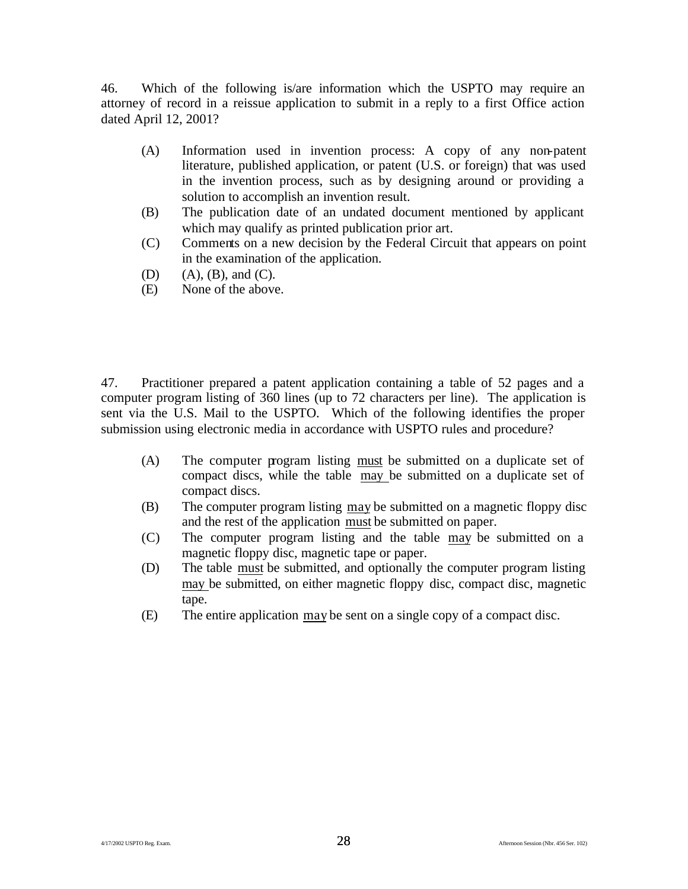46. Which of the following is/are information which the USPTO may require an attorney of record in a reissue application to submit in a reply to a first Office action dated April 12, 2001?

(A) Information used in invention process: A copy of any non-patent literature, published application, or patent (U.S. or foreign) that was used in the invention process, such as by designing around or providing a solution to accomplish an invention result.

(B) The publication date of an undated document mentioned by applicant which may qualify as printed publication prior art.

(C) Comments on a new decision by the Federal Circuit that appears on point in the examination of the application.

(D) (A), (B), and (C).

(E) None of the above.

47. Practitioner prepared a patent application containing a table of 52 pages and a computer program listing of 360 lines (up to 72 characters per line). The application is sent via the U.S. Mail to the USPTO. Which of the following identifies the proper submission using electronic media in accordance with USPTO rules and procedure?

(A) The computer program listing <u>must</u> be submitted on a duplicate set of compact discs, while the table <u>may</u> be submitted on a duplicate set of compact discs.

(B) The computer program listing <u>may</u> be submitted on a magnetic floppy disc and the rest of the application <u>must</u> be submitted on paper.

(C) The computer program listing and the table <u>may</u> be submitted on a magnetic floppy disc, magnetic tape or paper.

(D) The table <u>must</u> be submitted, and optionally the computer program listing <u>may</u> be submitted, on either magnetic floppy disc, compact disc, magnetic tape.

(E) The entire application <u>may</u> be sent on a single copy of a compact disc.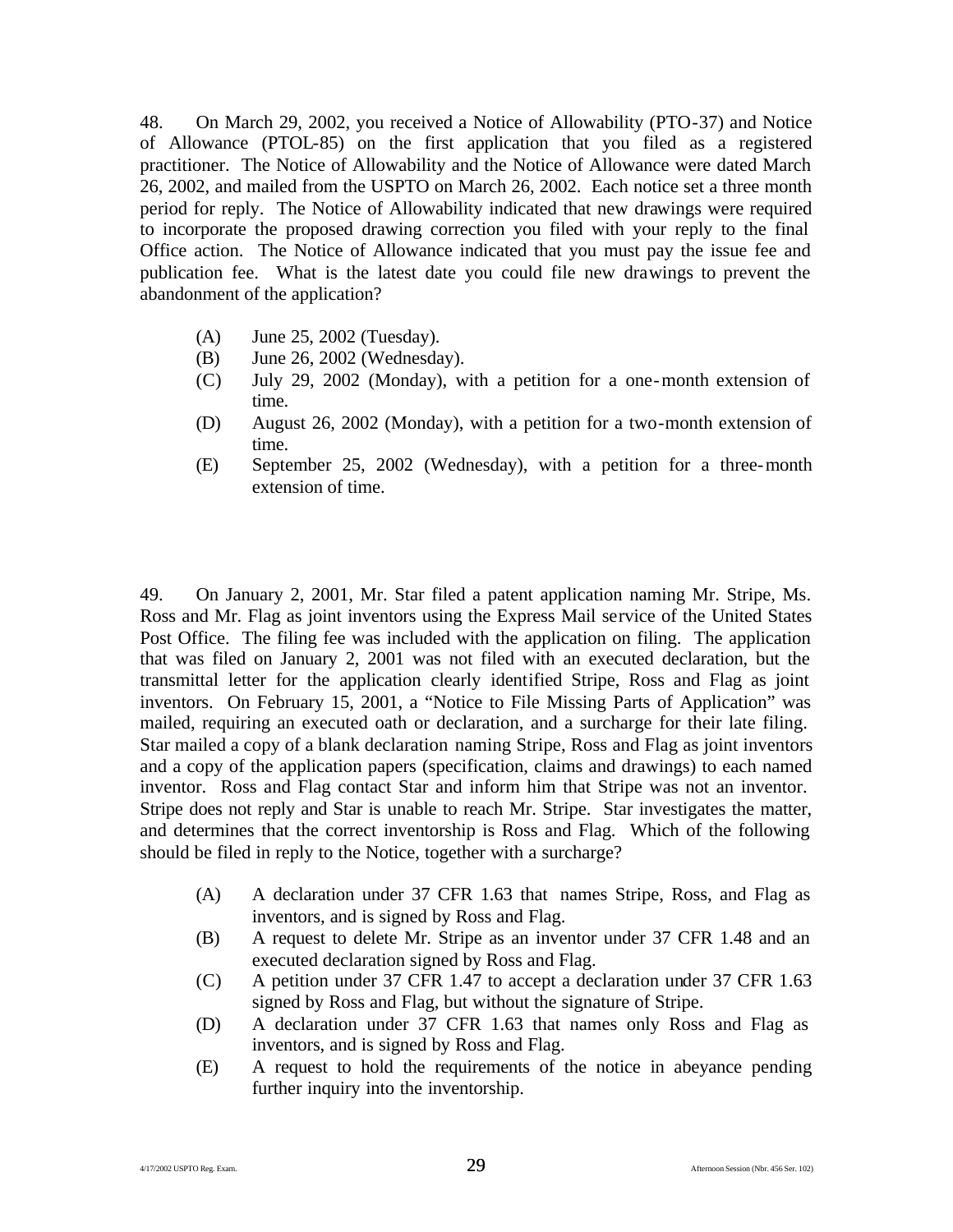48. On March 29, 2002, you received a Notice of Allowability (PTO-37) and Notice of Allowance (PTOL-85) on the first application that you filed as a registered practitioner. The Notice of Allowability and the Notice of Allowance were dated March 26, 2002, and mailed from the USPTO on March 26, 2002. Each notice set a three month period for reply. The Notice of Allowability indicated that new drawings were required to incorporate the proposed drawing correction you filed with your reply to the final Office action. The Notice of Allowance indicated that you must pay the issue fee and publication fee. What is the latest date you could file new drawings to prevent the abandonment of the application?

(A) June 25, 2002 (Tuesday).
(B) June 26, 2002 (Wednesday).
(C) July 29, 2002 (Monday), with a petition for a one-month extension of time.
(D) August 26, 2002 (Monday), with a petition for a two-month extension of time.
(E) September 25, 2002 (Wednesday), with a petition for a three-month extension of time.

49. On January 2, 2001, Mr. Star filed a patent application naming Mr. Stripe, Ms. Ross and Mr. Flag as joint inventors using the Express Mail service of the United States Post Office. The filing fee was included with the application on filing. The application that was filed on January 2, 2001 was not filed with an executed declaration, but the transmittal letter for the application clearly identified Stripe, Ross and Flag as joint inventors. On February 15, 2001, a "Notice to File Missing Parts of Application" was mailed, requiring an executed oath or declaration, and a surcharge for their late filing. Star mailed a copy of a blank declaration naming Stripe, Ross and Flag as joint inventors and a copy of the application papers (specification, claims and drawings) to each named inventor. Ross and Flag contact Star and inform him that Stripe was not an inventor. Stripe does not reply and Star is unable to reach Mr. Stripe. Star investigates the matter, and determines that the correct inventorship is Ross and Flag. Which of the following should be filed in reply to the Notice, together with a surcharge?

(A) A declaration under 37 CFR 1.63 that names Stripe, Ross, and Flag as inventors, and is signed by Ross and Flag.
(B) A request to delete Mr. Stripe as an inventor under 37 CFR 1.48 and an executed declaration signed by Ross and Flag.
(C) A petition under 37 CFR 1.47 to accept a declaration under 37 CFR 1.63 signed by Ross and Flag, but without the signature of Stripe.
(D) A declaration under 37 CFR 1.63 that names only Ross and Flag as inventors, and is signed by Ross and Flag.
(E) A request to hold the requirements of the notice in abeyance pending further inquiry into the inventorship.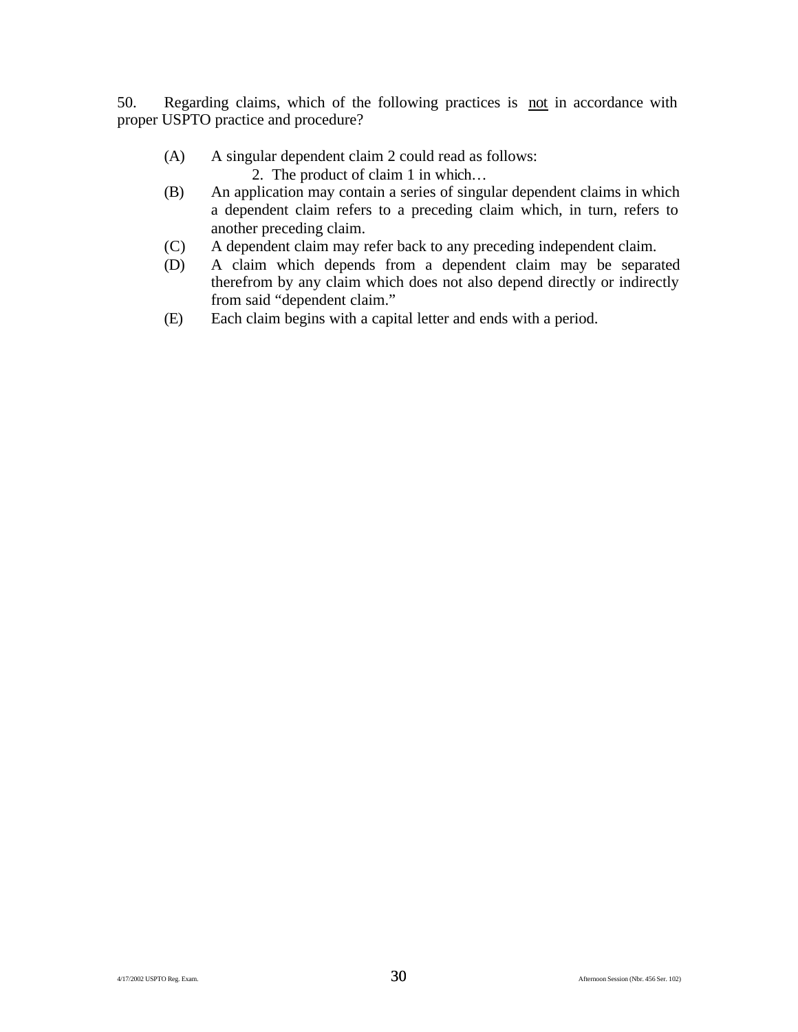50. Regarding claims, which of the following practices is <u>not</u> in accordance with proper USPTO practice and procedure?

(A) A singular dependent claim 2 could read as follows:

    2. The product of claim 1 in which…

(B) An application may contain a series of singular dependent claims in which a dependent claim refers to a preceding claim which, in turn, refers to another preceding claim.

(C) A dependent claim may refer back to any preceding independent claim.

(D) A claim which depends from a dependent claim may be separated therefrom by any claim which does not also depend directly or indirectly from said "dependent claim."

(E) Each claim begins with a capital letter and ends with a period.